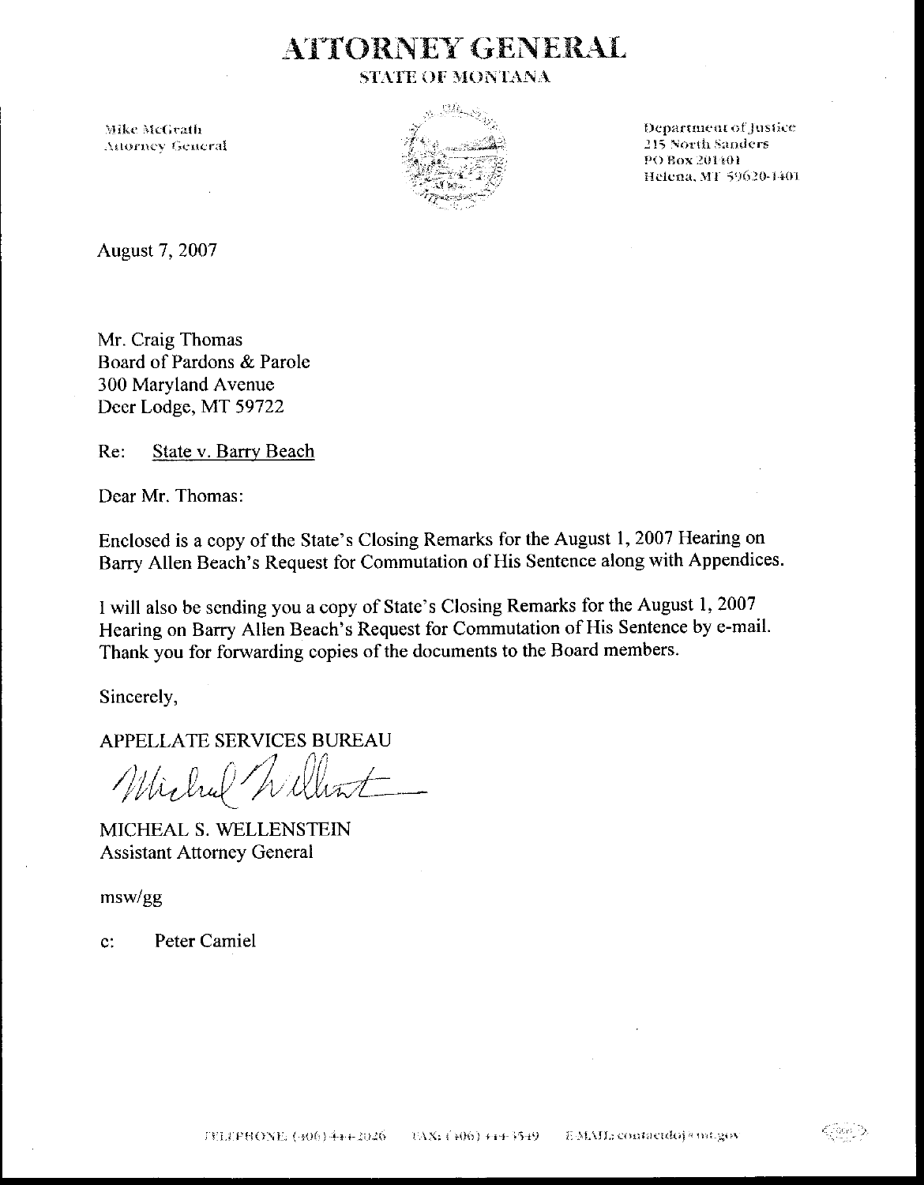# ATTORNEY GENERAL

## STATE OF MONTANA

Mike McGrath
Attorney General

Department of Justice
215 North Sanders
PO Box 201401
Helena, MT 59620-1401

August 7, 2007

Mr. Craig Thomas
Board of Pardons & Parole
300 Maryland Avenue
Deer Lodge, MT 59722

Re: State v. Barry Beach

Dear Mr. Thomas:

Enclosed is a copy of the State's Closing Remarks for the August 1, 2007 Hearing on Barry Allen Beach's Request for Commutation of His Sentence along with Appendices.

I will also be sending you a copy of State's Closing Remarks for the August 1, 2007 Hearing on Barry Allen Beach's Request for Commutation of His Sentence by e-mail. Thank you for forwarding copies of the documents to the Board members.

Sincerely,

APPELLATE SERVICES BUREAU

MICHEAL S. WELLENSTEIN
Assistant Attorney General

msw/gg

c: Peter Camiel

TELEPHONE: (406) 444-2026 FAX: (406) 444-3549 E-MAIL: contactdoj@mt.gov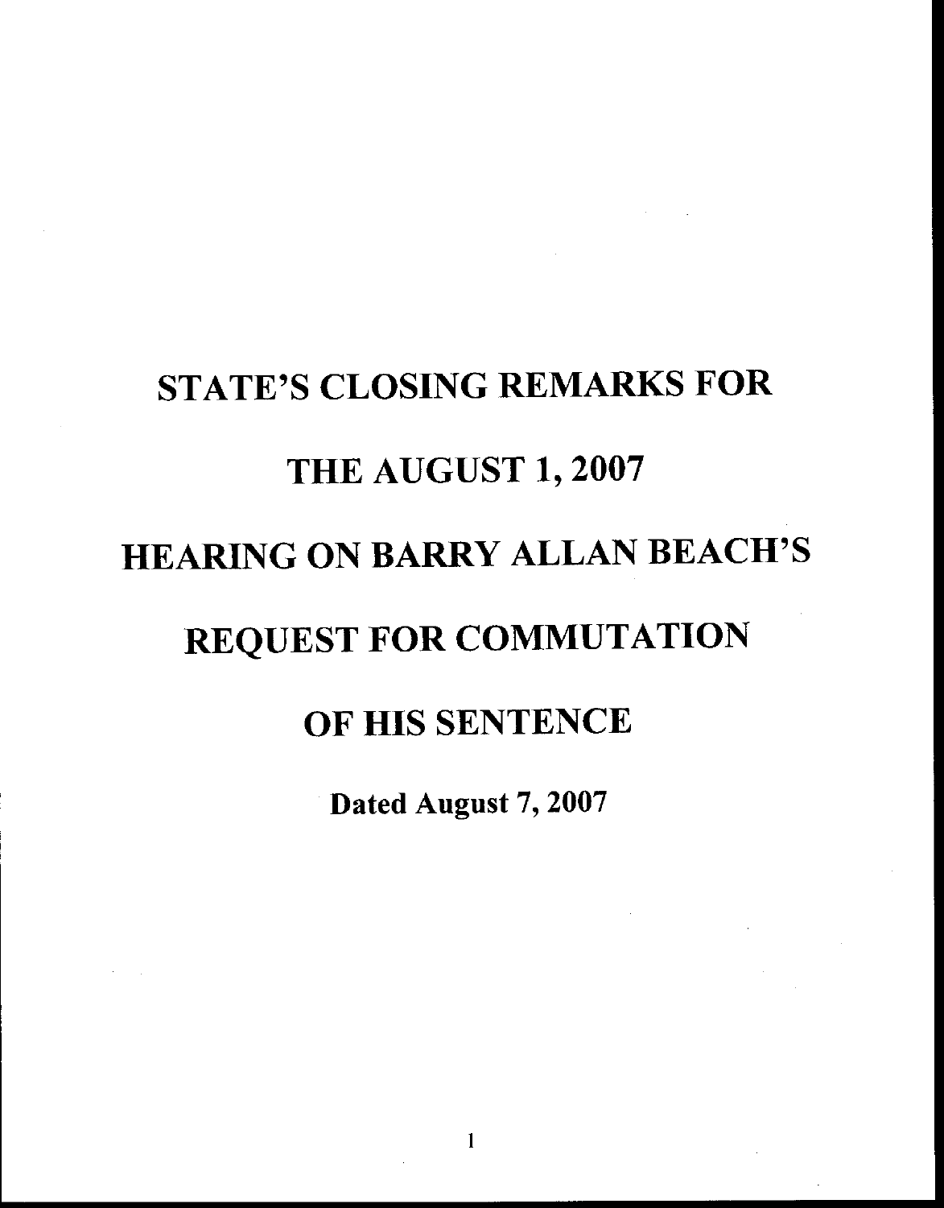# STATE'S CLOSING REMARKS FOR THE AUGUST 1, 2007 HEARING ON BARRY ALLAN BEACH'S REQUEST FOR COMMUTATION OF HIS SENTENCE

**Dated August 7, 2007**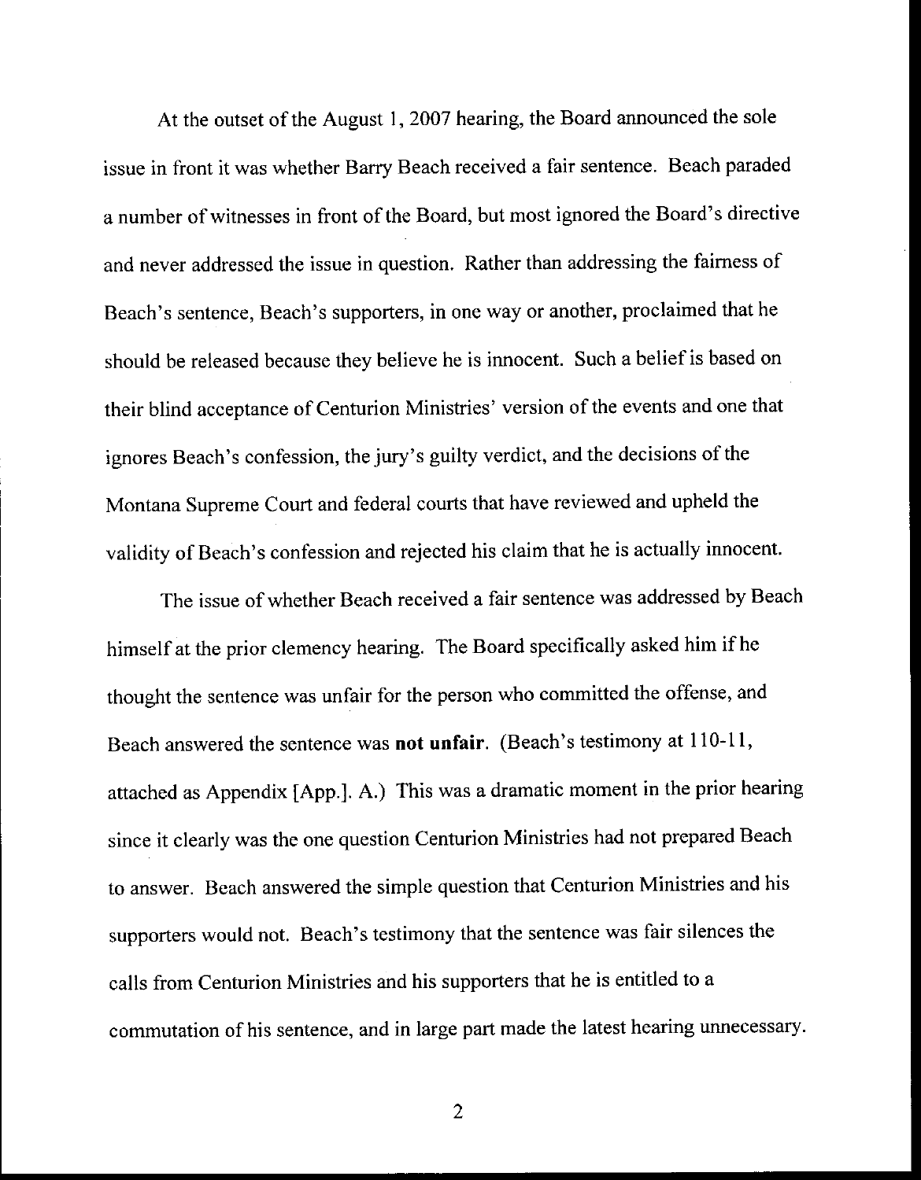At the outset of the August 1, 2007 hearing, the Board announced the sole issue in front it was whether Barry Beach received a fair sentence. Beach paraded a number of witnesses in front of the Board, but most ignored the Board's directive and never addressed the issue in question. Rather than addressing the fairness of Beach's sentence, Beach's supporters, in one way or another, proclaimed that he should be released because they believe he is innocent. Such a belief is based on their blind acceptance of Centurion Ministries' version of the events and one that ignores Beach's confession, the jury's guilty verdict, and the decisions of the Montana Supreme Court and federal courts that have reviewed and upheld the validity of Beach's confession and rejected his claim that he is actually innocent.

The issue of whether Beach received a fair sentence was addressed by Beach himself at the prior clemency hearing. The Board specifically asked him if he thought the sentence was unfair for the person who committed the offense, and Beach answered the sentence was **not unfair**. (Beach's testimony at 110-11, attached as Appendix [App.]. A.) This was a dramatic moment in the prior hearing since it clearly was the one question Centurion Ministries had not prepared Beach to answer. Beach answered the simple question that Centurion Ministries and his supporters would not. Beach's testimony that the sentence was fair silences the calls from Centurion Ministries and his supporters that he is entitled to a commutation of his sentence, and in large part made the latest hearing unnecessary.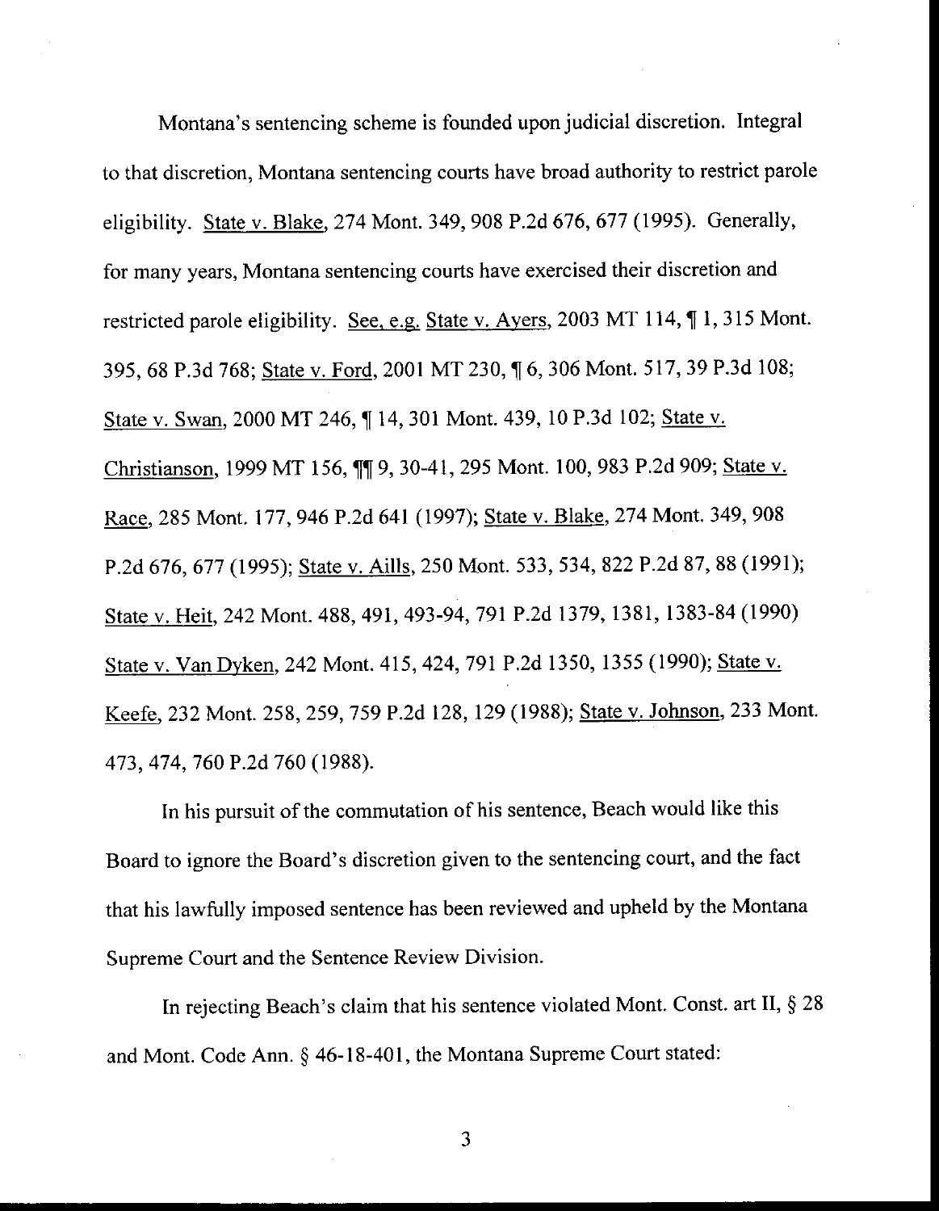Montana's sentencing scheme is founded upon judicial discretion. Integral to that discretion, Montana sentencing courts have broad authority to restrict parole eligibility. State v. Blake, 274 Mont. 349, 908 P.2d 676, 677 (1995). Generally, for many years, Montana sentencing courts have exercised their discretion and restricted parole eligibility. See, e.g. State v. Ayers, 2003 MT 114, ¶ 1, 315 Mont. 395, 68 P.3d 768; State v. Ford, 2001 MT 230, ¶ 6, 306 Mont. 517, 39 P.3d 108; State v. Swan, 2000 MT 246, ¶ 14, 301 Mont. 439, 10 P.3d 102; State v. Christianson, 1999 MT 156, ¶¶ 9, 30-41, 295 Mont. 100, 983 P.2d 909; State v. Race, 285 Mont. 177, 946 P.2d 641 (1997); State v. Blake, 274 Mont. 349, 908 P.2d 676, 677 (1995); State v. Aills, 250 Mont. 533, 534, 822 P.2d 87, 88 (1991); State v. Heit, 242 Mont. 488, 491, 493-94, 791 P.2d 1379, 1381, 1383-84 (1990) State v. Van Dyken, 242 Mont. 415, 424, 791 P.2d 1350, 1355 (1990); State v. Keefe, 232 Mont. 258, 259, 759 P.2d 128, 129 (1988); State v. Johnson, 233 Mont. 473, 474, 760 P.2d 760 (1988).

In his pursuit of the commutation of his sentence, Beach would like this Board to ignore the Board's discretion given to the sentencing court, and the fact that his lawfully imposed sentence has been reviewed and upheld by the Montana Supreme Court and the Sentence Review Division.

In rejecting Beach's claim that his sentence violated Mont. Const. art II, § 28 and Mont. Code Ann. § 46-18-401, the Montana Supreme Court stated: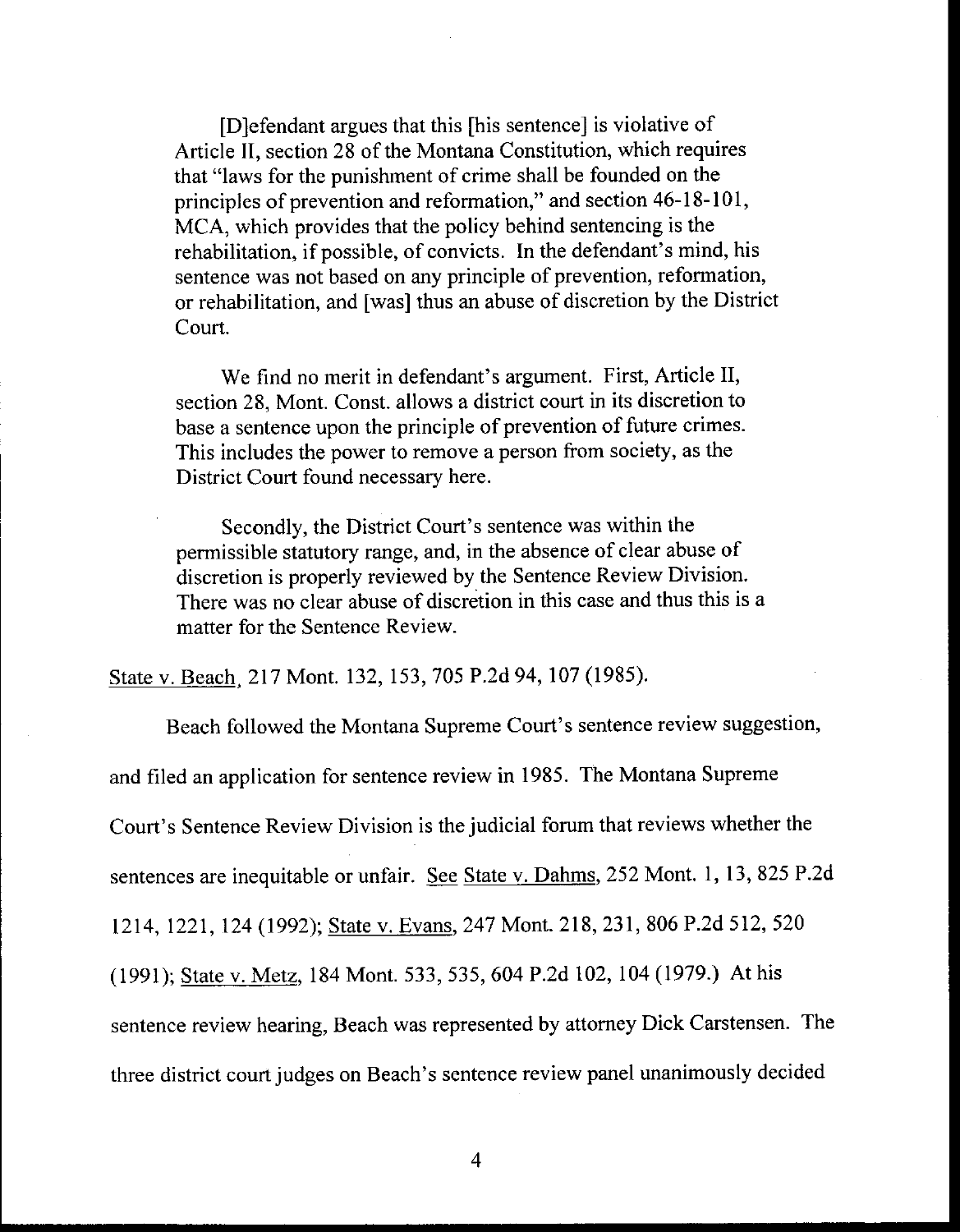> [D]efendant argues that this [his sentence] is violative of Article II, section 28 of the Montana Constitution, which requires that "laws for the punishment of crime shall be founded on the principles of prevention and reformation," and section 46-18-101, MCA, which provides that the policy behind sentencing is the rehabilitation, if possible, of convicts. In the defendant's mind, his sentence was not based on any principle of prevention, reformation, or rehabilitation, and [was] thus an abuse of discretion by the District Court.
>
> We find no merit in defendant's argument. First, Article II, section 28, Mont. Const. allows a district court in its discretion to base a sentence upon the principle of prevention of future crimes. This includes the power to remove a person from society, as the District Court found necessary here.
>
> Secondly, the District Court's sentence was within the permissible statutory range, and, in the absence of clear abuse of discretion is properly reviewed by the Sentence Review Division. There was no clear abuse of discretion in this case and thus this is a matter for the Sentence Review.

State v. Beach, 217 Mont. 132, 153, 705 P.2d 94, 107 (1985).

Beach followed the Montana Supreme Court's sentence review suggestion, and filed an application for sentence review in 1985. The Montana Supreme Court's Sentence Review Division is the judicial forum that reviews whether the sentences are inequitable or unfair. See State v. Dahms, 252 Mont. 1, 13, 825 P.2d 1214, 1221, 124 (1992); State v. Evans, 247 Mont. 218, 231, 806 P.2d 512, 520 (1991); State v. Metz, 184 Mont. 533, 535, 604 P.2d 102, 104 (1979.) At his sentence review hearing, Beach was represented by attorney Dick Carstensen. The three district court judges on Beach's sentence review panel unanimously decided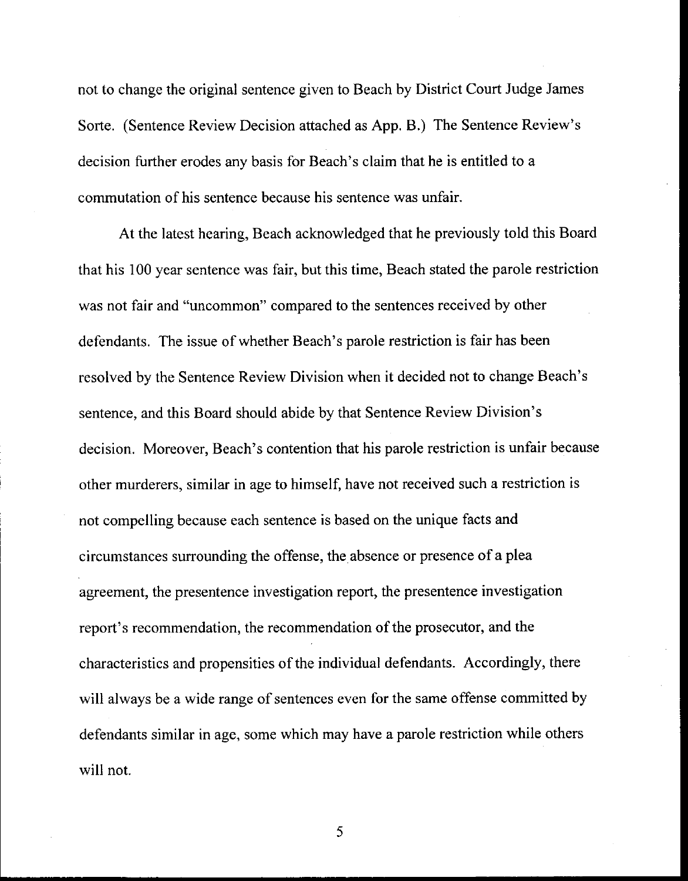not to change the original sentence given to Beach by District Court Judge James Sorte. (Sentence Review Decision attached as App. B.) The Sentence Review's decision further erodes any basis for Beach's claim that he is entitled to a commutation of his sentence because his sentence was unfair.

At the latest hearing, Beach acknowledged that he previously told this Board that his 100 year sentence was fair, but this time, Beach stated the parole restriction was not fair and "uncommon" compared to the sentences received by other defendants. The issue of whether Beach's parole restriction is fair has been resolved by the Sentence Review Division when it decided not to change Beach's sentence, and this Board should abide by that Sentence Review Division's decision. Moreover, Beach's contention that his parole restriction is unfair because other murderers, similar in age to himself, have not received such a restriction is not compelling because each sentence is based on the unique facts and circumstances surrounding the offense, the absence or presence of a plea agreement, the presentence investigation report, the presentence investigation report's recommendation, the recommendation of the prosecutor, and the characteristics and propensities of the individual defendants. Accordingly, there will always be a wide range of sentences even for the same offense committed by defendants similar in age, some which may have a parole restriction while others will not.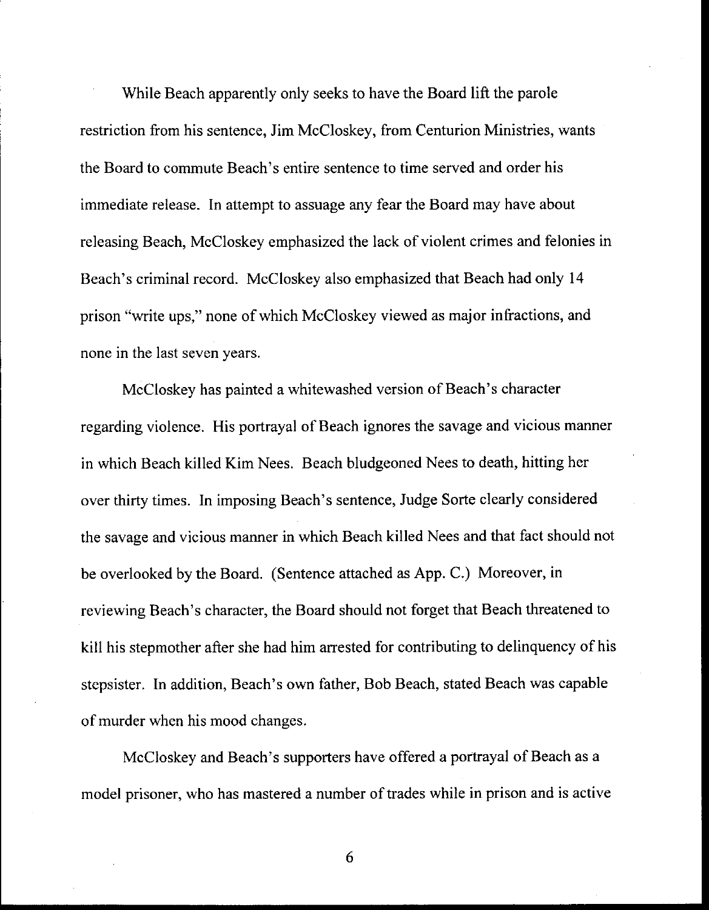While Beach apparently only seeks to have the Board lift the parole restriction from his sentence, Jim McCloskey, from Centurion Ministries, wants the Board to commute Beach's entire sentence to time served and order his immediate release. In attempt to assuage any fear the Board may have about releasing Beach, McCloskey emphasized the lack of violent crimes and felonies in Beach's criminal record. McCloskey also emphasized that Beach had only 14 prison "write ups," none of which McCloskey viewed as major infractions, and none in the last seven years.

McCloskey has painted a whitewashed version of Beach's character regarding violence. His portrayal of Beach ignores the savage and vicious manner in which Beach killed Kim Nees. Beach bludgeoned Nees to death, hitting her over thirty times. In imposing Beach's sentence, Judge Sorte clearly considered the savage and vicious manner in which Beach killed Nees and that fact should not be overlooked by the Board. (Sentence attached as App. C.) Moreover, in reviewing Beach's character, the Board should not forget that Beach threatened to kill his stepmother after she had him arrested for contributing to delinquency of his stepsister. In addition, Beach's own father, Bob Beach, stated Beach was capable of murder when his mood changes.

McCloskey and Beach's supporters have offered a portrayal of Beach as a model prisoner, who has mastered a number of trades while in prison and is active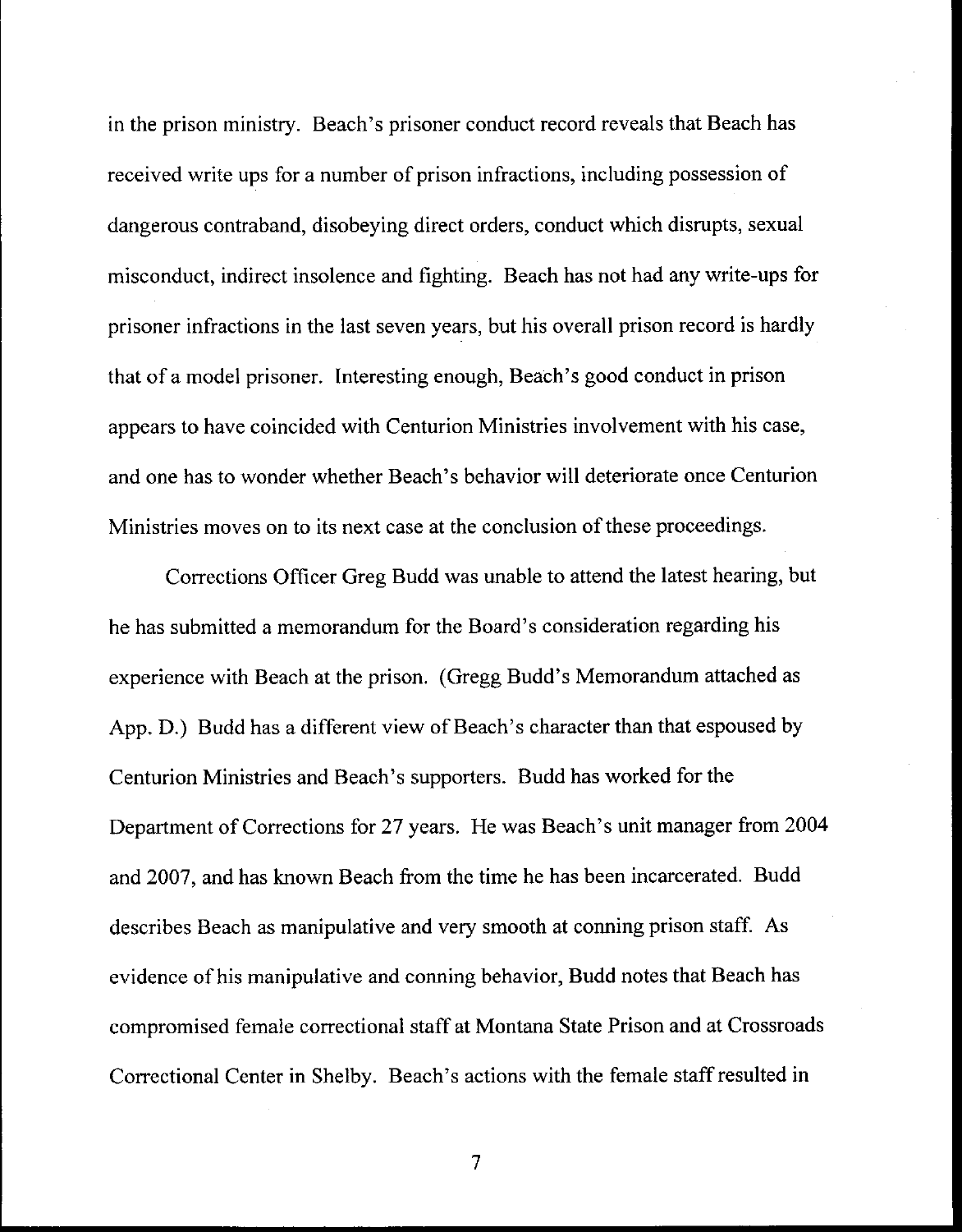in the prison ministry. Beach's prisoner conduct record reveals that Beach has received write ups for a number of prison infractions, including possession of dangerous contraband, disobeying direct orders, conduct which disrupts, sexual misconduct, indirect insolence and fighting. Beach has not had any write-ups for prisoner infractions in the last seven years, but his overall prison record is hardly that of a model prisoner. Interesting enough, Beach's good conduct in prison appears to have coincided with Centurion Ministries involvement with his case, and one has to wonder whether Beach's behavior will deteriorate once Centurion Ministries moves on to its next case at the conclusion of these proceedings.

Corrections Officer Greg Budd was unable to attend the latest hearing, but he has submitted a memorandum for the Board's consideration regarding his experience with Beach at the prison. (Gregg Budd's Memorandum attached as App. D.) Budd has a different view of Beach's character than that espoused by Centurion Ministries and Beach's supporters. Budd has worked for the Department of Corrections for 27 years. He was Beach's unit manager from 2004 and 2007, and has known Beach from the time he has been incarcerated. Budd describes Beach as manipulative and very smooth at conning prison staff. As evidence of his manipulative and conning behavior, Budd notes that Beach has compromised female correctional staff at Montana State Prison and at Crossroads Correctional Center in Shelby. Beach's actions with the female staff resulted in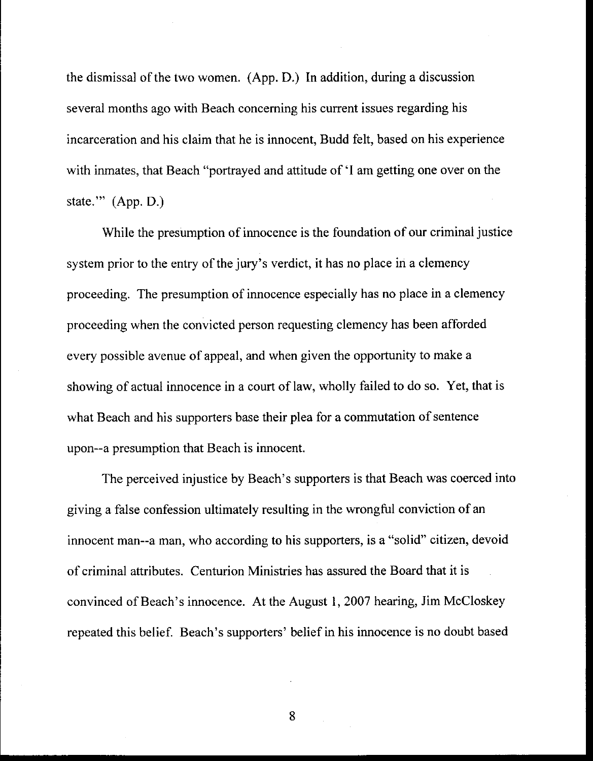the dismissal of the two women. (App. D.) In addition, during a discussion several months ago with Beach concerning his current issues regarding his incarceration and his claim that he is innocent, Budd felt, based on his experience with inmates, that Beach "portrayed and attitude of 'I am getting one over on the state.'" (App. D.)

While the presumption of innocence is the foundation of our criminal justice system prior to the entry of the jury's verdict, it has no place in a clemency proceeding. The presumption of innocence especially has no place in a clemency proceeding when the convicted person requesting clemency has been afforded every possible avenue of appeal, and when given the opportunity to make a showing of actual innocence in a court of law, wholly failed to do so. Yet, that is what Beach and his supporters base their plea for a commutation of sentence upon--a presumption that Beach is innocent.

The perceived injustice by Beach's supporters is that Beach was coerced into giving a false confession ultimately resulting in the wrongful conviction of an innocent man--a man, who according to his supporters, is a "solid" citizen, devoid of criminal attributes. Centurion Ministries has assured the Board that it is convinced of Beach's innocence. At the August 1, 2007 hearing, Jim McCloskey repeated this belief. Beach's supporters' belief in his innocence is no doubt based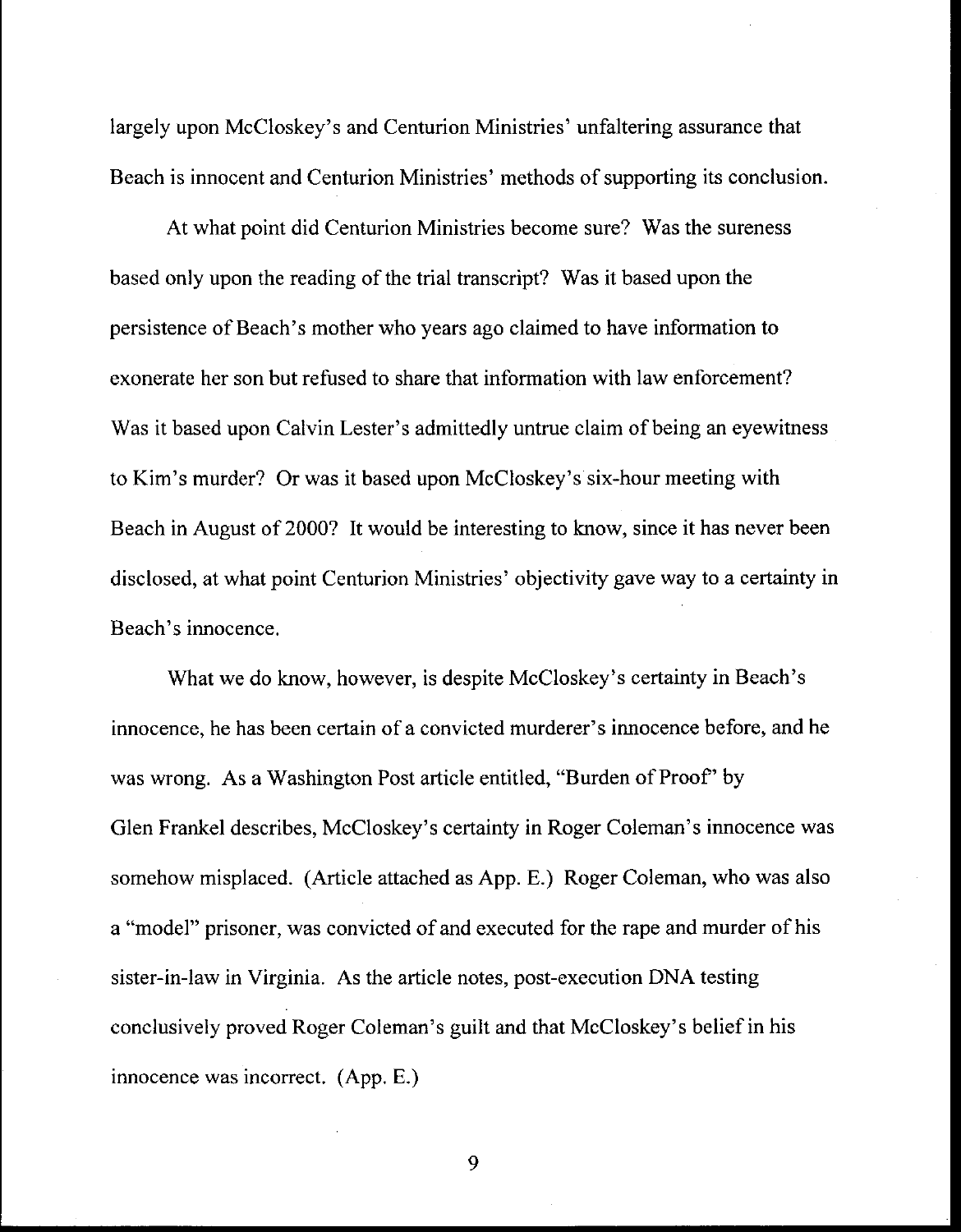largely upon McCloskey's and Centurion Ministries' unfaltering assurance that Beach is innocent and Centurion Ministries' methods of supporting its conclusion.

At what point did Centurion Ministries become sure? Was the sureness based only upon the reading of the trial transcript? Was it based upon the persistence of Beach's mother who years ago claimed to have information to exonerate her son but refused to share that information with law enforcement? Was it based upon Calvin Lester's admittedly untrue claim of being an eyewitness to Kim's murder? Or was it based upon McCloskey's six-hour meeting with Beach in August of 2000? It would be interesting to know, since it has never been disclosed, at what point Centurion Ministries' objectivity gave way to a certainty in Beach's innocence.

What we do know, however, is despite McCloskey's certainty in Beach's innocence, he has been certain of a convicted murderer's innocence before, and he was wrong. As a Washington Post article entitled, "Burden of Proof" by Glen Frankel describes, McCloskey's certainty in Roger Coleman's innocence was somehow misplaced. (Article attached as App. E.) Roger Coleman, who was also a "model" prisoner, was convicted of and executed for the rape and murder of his sister-in-law in Virginia. As the article notes, post-execution DNA testing conclusively proved Roger Coleman's guilt and that McCloskey's belief in his innocence was incorrect. (App. E.)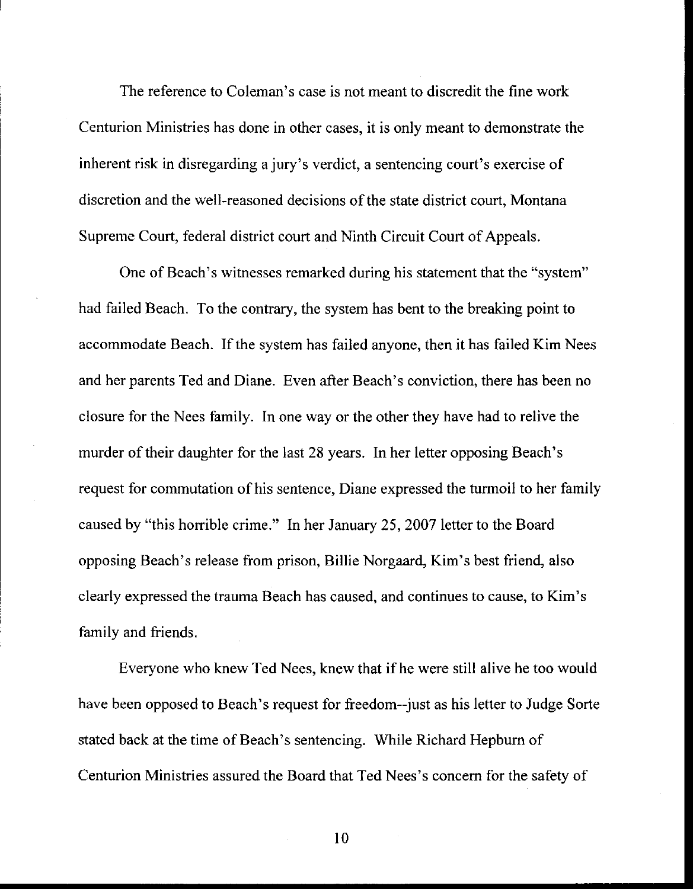The reference to Coleman's case is not meant to discredit the fine work Centurion Ministries has done in other cases, it is only meant to demonstrate the inherent risk in disregarding a jury's verdict, a sentencing court's exercise of discretion and the well-reasoned decisions of the state district court, Montana Supreme Court, federal district court and Ninth Circuit Court of Appeals.

One of Beach's witnesses remarked during his statement that the "system" had failed Beach. To the contrary, the system has bent to the breaking point to accommodate Beach. If the system has failed anyone, then it has failed Kim Nees and her parents Ted and Diane. Even after Beach's conviction, there has been no closure for the Nees family. In one way or the other they have had to relive the murder of their daughter for the last 28 years. In her letter opposing Beach's request for commutation of his sentence, Diane expressed the turmoil to her family caused by "this horrible crime." In her January 25, 2007 letter to the Board opposing Beach's release from prison, Billie Norgaard, Kim's best friend, also clearly expressed the trauma Beach has caused, and continues to cause, to Kim's family and friends.

Everyone who knew Ted Nees, knew that if he were still alive he too would have been opposed to Beach's request for freedom--just as his letter to Judge Sorte stated back at the time of Beach's sentencing. While Richard Hepburn of Centurion Ministries assured the Board that Ted Nees's concern for the safety of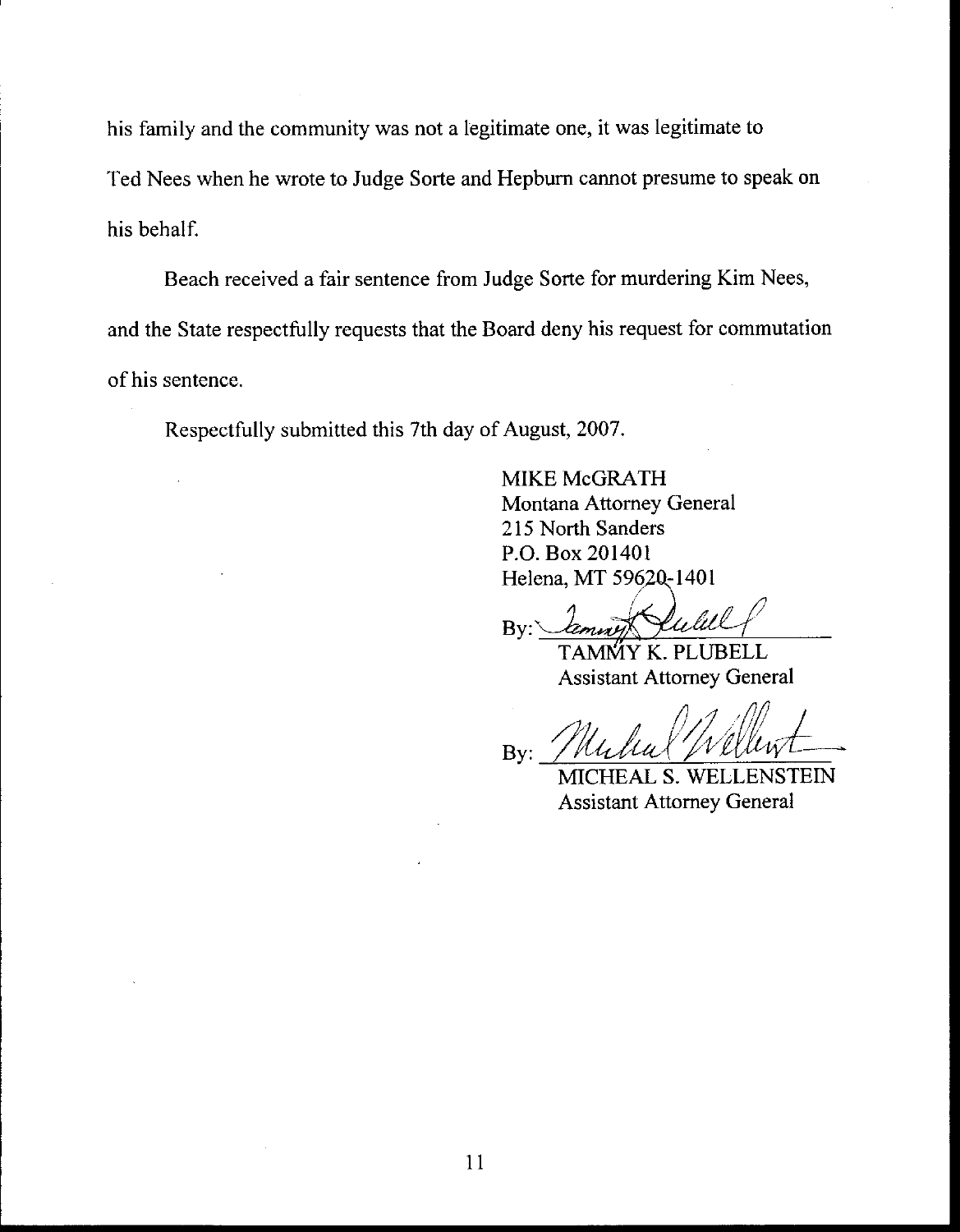his family and the community was not a legitimate one, it was legitimate to Ted Nees when he wrote to Judge Sorte and Hepburn cannot presume to speak on his behalf.

Beach received a fair sentence from Judge Sorte for murdering Kim Nees, and the State respectfully requests that the Board deny his request for commutation of his sentence.

Respectfully submitted this 7th day of August, 2007.

MIKE McGRATH
Montana Attorney General
215 North Sanders
P.O. Box 201401
Helena, MT 59620-1401

By: ______________________
TAMMY K. PLUBELL
Assistant Attorney General

By: ______________________
MICHEAL S. WELLENSTEIN
Assistant Attorney General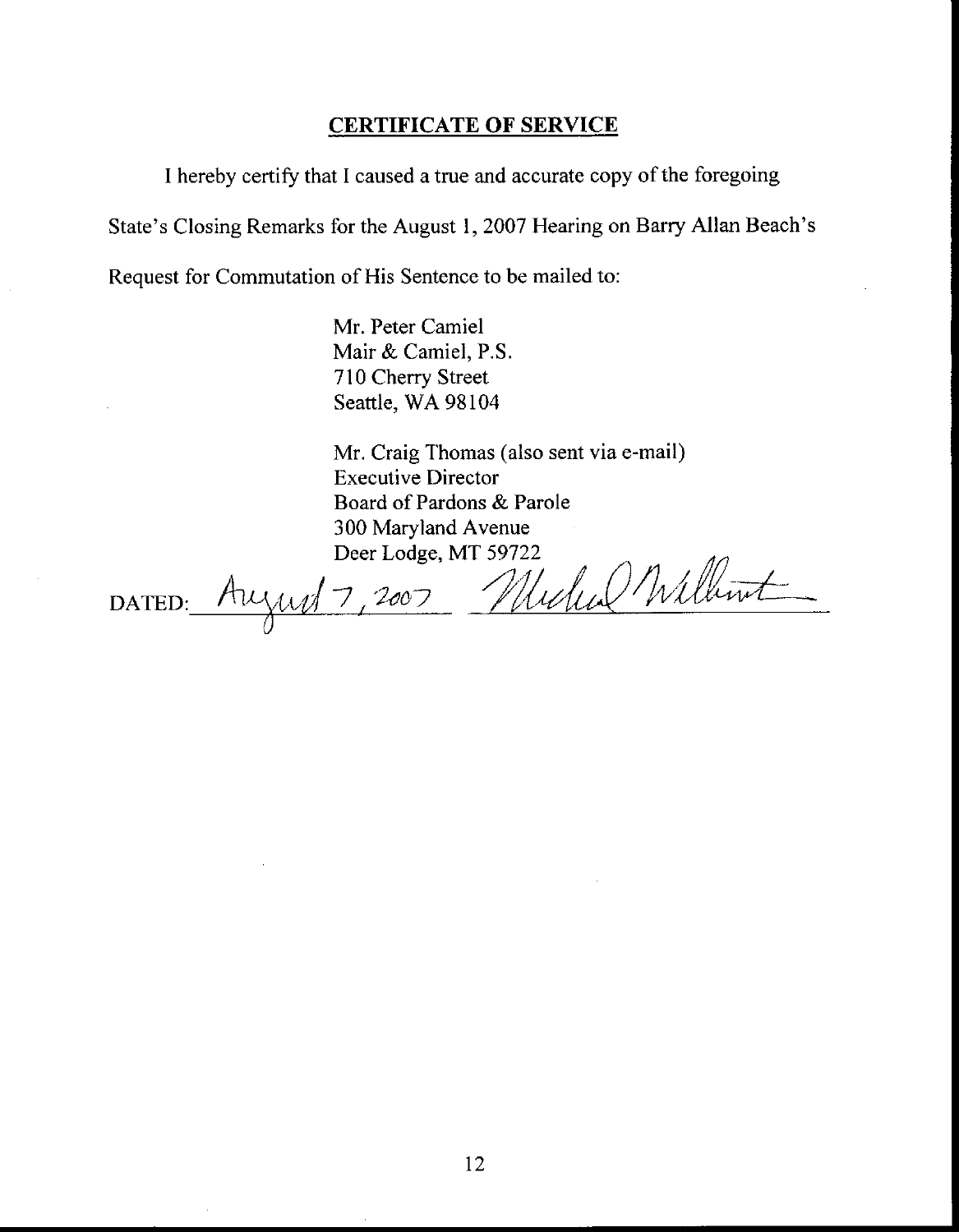## CERTIFICATE OF SERVICE

I hereby certify that I caused a true and accurate copy of the foregoing State's Closing Remarks for the August 1, 2007 Hearing on Barry Allan Beach's Request for Commutation of His Sentence to be mailed to:

Mr. Peter Camiel
Mair & Camiel, P.S.
710 Cherry Street
Seattle, WA 98104

Mr. Craig Thomas (also sent via e-mail)
Executive Director
Board of Pardons & Parole
300 Maryland Avenue
Deer Lodge, MT 59722

DATED: August 7, 2007 Michael Wellenstein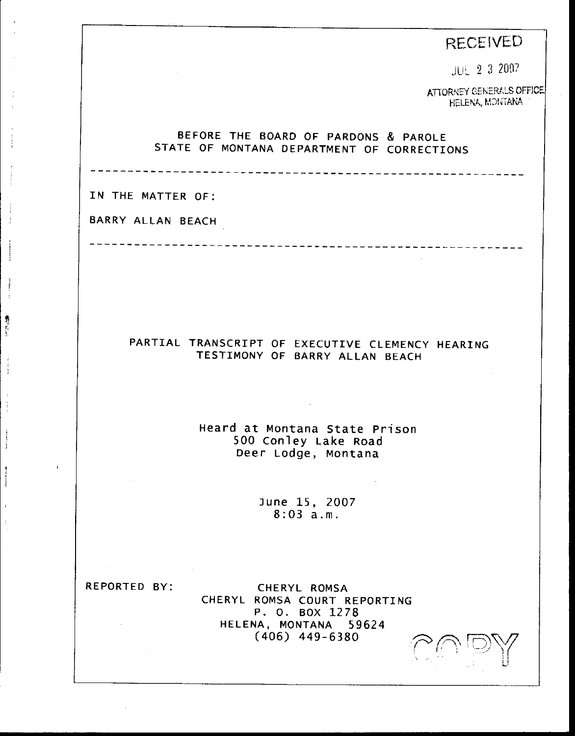RECEIVED

JUL 2 3 2007

ATTORNEY GENERALS OFFICE
HELENA, MONTANA

BEFORE THE BOARD OF PARDONS & PAROLE
STATE OF MONTANA DEPARTMENT OF CORRECTIONS

---

IN THE MATTER OF:

BARRY ALLAN BEACH

---

PARTIAL TRANSCRIPT OF EXECUTIVE CLEMENCY HEARING
TESTIMONY OF BARRY ALLAN BEACH

Heard at Montana State Prison
500 Conley Lake Road
Deer Lodge, Montana

June 15, 2007
8:03 a.m.

REPORTED BY:

CHERYL ROMSA
CHERYL ROMSA COURT REPORTING
P. O. BOX 1278
HELENA, MONTANA 59624
(406) 449-6380

COPY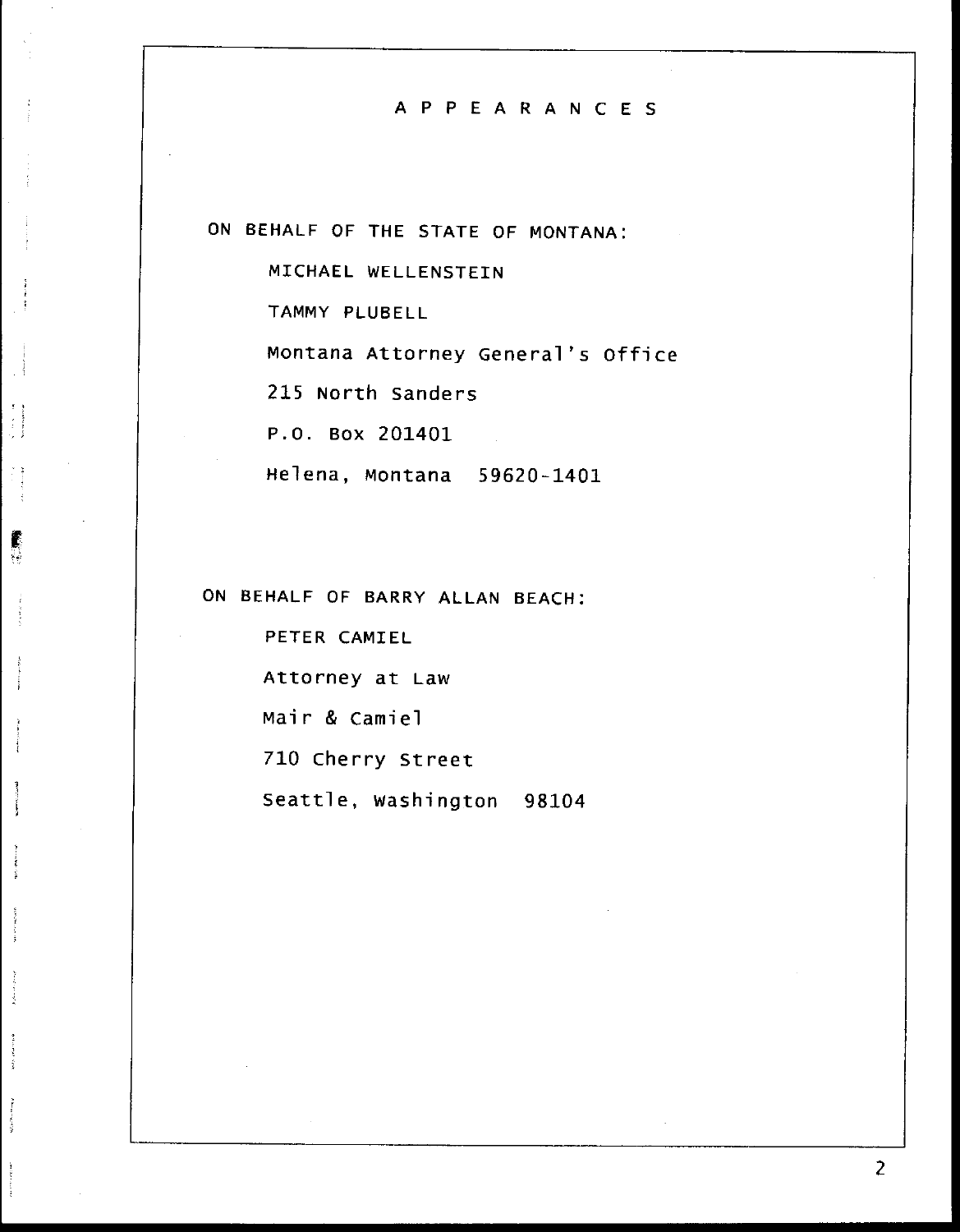# A P P E A R A N C E S

ON BEHALF OF THE STATE OF MONTANA:

MICHAEL WELLENSTEIN

TAMMY PLUBELL

Montana Attorney General's Office

215 North Sanders

P.O. Box 201401

Helena, Montana 59620-1401

ON BEHALF OF BARRY ALLAN BEACH:

PETER CAMIEL

Attorney at Law

Mair & Camiel

710 Cherry Street

Seattle, Washington 98104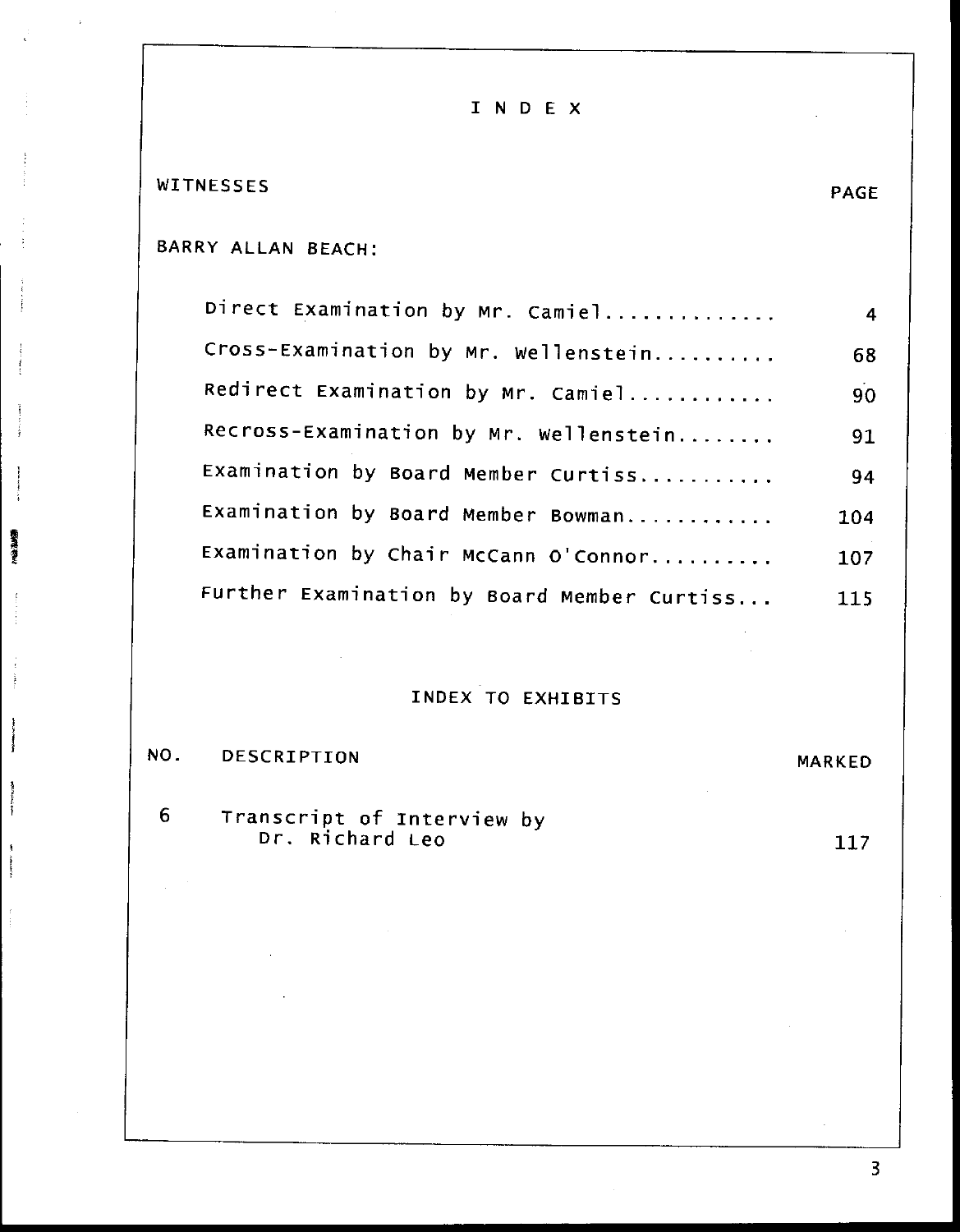# I N D E X

| WITNESSES | PAGE |
| --- | --- |
| **BARRY ALLAN BEACH:** | |
| Direct Examination by Mr. Camiel............. | 4 |
| Cross-Examination by Mr. Wellenstein.......... | 68 |
| Redirect Examination by Mr. Camiel............ | 90 |
| Recross-Examination by Mr. Wellenstein........ | 91 |
| Examination by Board Member Curtiss........... | 94 |
| Examination by Board Member Bowman............ | 104 |
| Examination by Chair McCann O'Connor.......... | 107 |
| Further Examination by Board Member Curtiss... | 115 |

## INDEX TO EXHIBITS

| NO. | DESCRIPTION | MARKED |
| --- | --- | --- |
| 6 | Transcript of Interview by Dr. Richard Leo | 117 |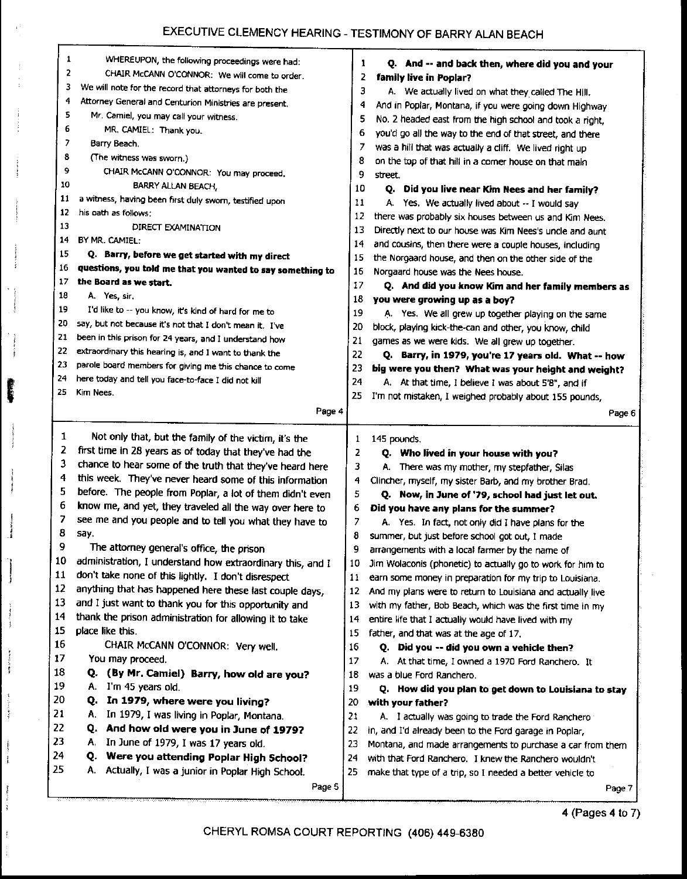# EXECUTIVE CLEMENCY HEARING - TESTIMONY OF BARRY ALAN BEACH

WHEREUPON, the following proceedings were had:

CHAIR McCANN O'CONNOR: We will come to order. We will note for the record that attorneys for both the Attorney General and Centurion Ministries are present. Mr. Camiel, you may call your witness.

MR. CAMIEL: Thank you. Barry Beach.

(The witness was sworn.)

CHAIR McCANN O'CONNOR: You may proceed.

BARRY ALLAN BEACH,

a witness, having been first duly sworn, testified upon his oath as follows:

DIRECT EXAMINATION

BY MR. CAMIEL:

**Q. Barry, before we get started with my direct questions, you told me that you wanted to say something to the Board as we start.**

A. Yes, sir.

I'd like to -- you know, it's kind of hard for me to say, but not because it's not that I don't mean it. I've been in this prison for 24 years, and I understand how extraordinary this hearing is, and I want to thank the parole board members for giving me this chance to come here today and tell you face-to-face I did not kill Kim Nees.

Not only that, but the family of the victim, it's the first time in 28 years as of today that they've had the chance to hear some of the truth that they've heard here this week. They've never heard some of this information before. The people from Poplar, a lot of them didn't even know me, and yet, they traveled all the way over here to see me and you people and to tell you what they have to say.

The attorney general's office, the prison administration, I understand how extraordinary this, and I don't take none of this lightly. I don't disrespect anything that has happened here these last couple days, and I just want to thank you for this opportunity and thank the prison administration for allowing it to take place like this.

CHAIR McCANN O'CONNOR: Very well. You may proceed.

**Q. (By Mr. Camiel) Barry, how old are you?**

A. I'm 45 years old.

**Q. In 1979, where were you living?**

A. In 1979, I was living in Poplar, Montana.

**Q. And how old were you in June of 1979?**

A. In June of 1979, I was 17 years old.

**Q. Were you attending Poplar High School?**

A. Actually, I was a junior in Poplar High School.

**Q. And -- and back then, where did you and your family live in Poplar?**

A. We actually lived on what they called The Hill. And in Poplar, Montana, if you were going down Highway No. 2 headed east from the high school and took a right, you'd go all the way to the end of that street, and there was a hill that was actually a cliff. We lived right up on the top of that hill in a corner house on that main street.

**Q. Did you live near Kim Nees and her family?**

A. Yes. We actually lived about -- I would say there was probably six houses between us and Kim Nees. Directly next to our house was Kim Nees's uncle and aunt and cousins, then there were a couple houses, including the Norgaard house, and then on the other side of the Norgaard house was the Nees house.

**Q. And did you know Kim and her family members as you were growing up as a boy?**

A. Yes. We all grew up together playing on the same block, playing kick-the-can and other, you know, child games as we were kids. We all grew up together.

**Q. Barry, in 1979, you're 17 years old. What -- how big were you then? What was your height and weight?**

A. At that time, I believe I was about 5'8", and if I'm not mistaken, I weighed probably about 155 pounds, 145 pounds.

**Q. Who lived in your house with you?**

A. There was my mother, my stepfather, Silas Clincher, myself, my sister Barb, and my brother Brad.

**Q. Now, in June of '79, school had just let out. Did you have any plans for the summer?**

A. Yes. In fact, not only did I have plans for the summer, but just before school got out, I made arrangements with a local farmer by the name of Jim Wolaconis (phonetic) to actually go to work for him to earn some money in preparation for my trip to Louisiana. And my plans were to return to Louisiana and actually live with my father, Bob Beach, which was the first time in my entire life that I actually would have lived with my father, and that was at the age of 17.

**Q. Did you -- did you own a vehicle then?**

A. At that time, I owned a 1970 Ford Ranchero. It was a blue Ford Ranchero.

**Q. How did you plan to get down to Louisiana to stay with your father?**

A. I actually was going to trade the Ford Ranchero in, and I'd already been to the Ford garage in Poplar, Montana, and made arrangements to purchase a car from them with that Ford Ranchero. I knew the Ranchero wouldn't make that type of a trip, so I needed a better vehicle to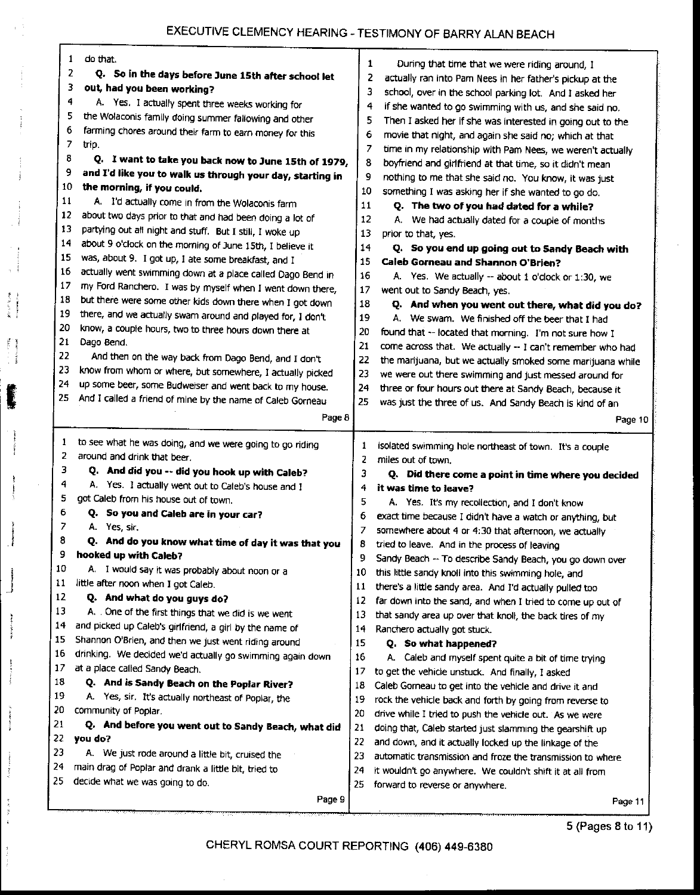do that.

**Q. So in the days before June 15th after school let out, had you been working?**

A. Yes. I actually spent three weeks working for the Wolaconis family doing summer fallowing and other farming chores around their farm to earn money for this trip.

**Q. I want to take you back now to June 15th of 1979, and I'd like you to walk us through your day, starting in the morning, if you could.**

A. I'd actually come in from the Wolaconis farm about two days prior to that and had been doing a lot of partying out all night and stuff. But I still, I woke up about 9 o'clock on the morning of June 15th, I believe it was, about 9. I got up, I ate some breakfast, and I actually went swimming down at a place called Dago Bend in my Ford Ranchero. I was by myself when I went down there, but there were some other kids down there when I got down there, and we actually swam around and played for, I don't know, a couple hours, two to three hours down there at Dago Bend.

And then on the way back from Dago Bend, and I don't know from whom or where, but somewhere, I actually picked up some beer, some Budweiser and went back to my house. And I called a friend of mine by the name of Caleb Gorneau to see what he was doing, and we were going to go riding around and drink that beer.

**Q. And did you -- did you hook up with Caleb?**

A. Yes. I actually went out to Caleb's house and I got Caleb from his house out of town.

**Q. So you and Caleb are in your car?**

A. Yes, sir.

**Q. And do you know what time of day it was that you hooked up with Caleb?**

A. I would say it was probably about noon or a little after noon when I got Caleb.

**Q. And what do you guys do?**

A. One of the first things that we did is we went and picked up Caleb's girlfriend, a girl by the name of Shannon O'Brien, and then we just went riding around drinking. We decided we'd actually go swimming again down at a place called Sandy Beach.

**Q. And is Sandy Beach on the Poplar River?**

A. Yes, sir. It's actually northeast of Poplar, the community of Poplar.

**Q. And before you went out to Sandy Beach, what did you do?**

A. We just rode around a little bit, cruised the main drag of Poplar and drank a little bit, tried to decide what we was going to do.

During that time that we were riding around, I actually ran into Pam Nees in her father's pickup at the school, over in the school parking lot. And I asked her if she wanted to go swimming with us, and she said no. Then I asked her if she was interested in going out to the movie that night, and again she said no; which at that time in my relationship with Pam Nees, we weren't actually boyfriend and girlfriend at that time, so it didn't mean nothing to me that she said no. You know, it was just something I was asking her if she wanted to go do.

**Q. The two of you had dated for a while?**

A. We had actually dated for a couple of months prior to that, yes.

**Q. So you end up going out to Sandy Beach with Caleb Gorneau and Shannon O'Brien?**

A. Yes. We actually -- about 1 o'clock or 1:30, we went out to Sandy Beach, yes.

**Q. And when you went out there, what did you do?**

A. We swam. We finished off the beer that I had found that -- located that morning. I'm not sure how I come across that. We actually -- I can't remember who had the marijuana, but we actually smoked some marijuana while we were out there swimming and just messed around for three or four hours out there at Sandy Beach, because it was just the three of us. And Sandy Beach is kind of an isolated swimming hole northeast of town. It's a couple miles out of town.

**Q. Did there come a point in time where you decided it was time to leave?**

A. Yes. It's my recollection, and I don't know exact time because I didn't have a watch or anything, but somewhere about 4 or 4:30 that afternoon, we actually tried to leave. And in the process of leaving Sandy Beach -- To describe Sandy Beach, you go down over this little sandy knoll into this swimming hole, and there's a little sandy area. And I'd actually pulled too far down into the sand, and when I tried to come up out of that sandy area up over that knoll, the back tires of my Ranchero actually got stuck.

**Q. So what happened?**

A. Caleb and myself spent quite a bit of time trying to get the vehicle unstuck. And finally, I asked Caleb Gorneau to get into the vehicle and drive it and rock the vehicle back and forth by going from reverse to drive while I tried to push the vehicle out. As we were doing that, Caleb started just slamming the gearshift up and down, and it actually locked up the linkage of the automatic transmission and froze the transmission to where it wouldn't go anywhere. We couldn't shift it at all from forward to reverse or anywhere.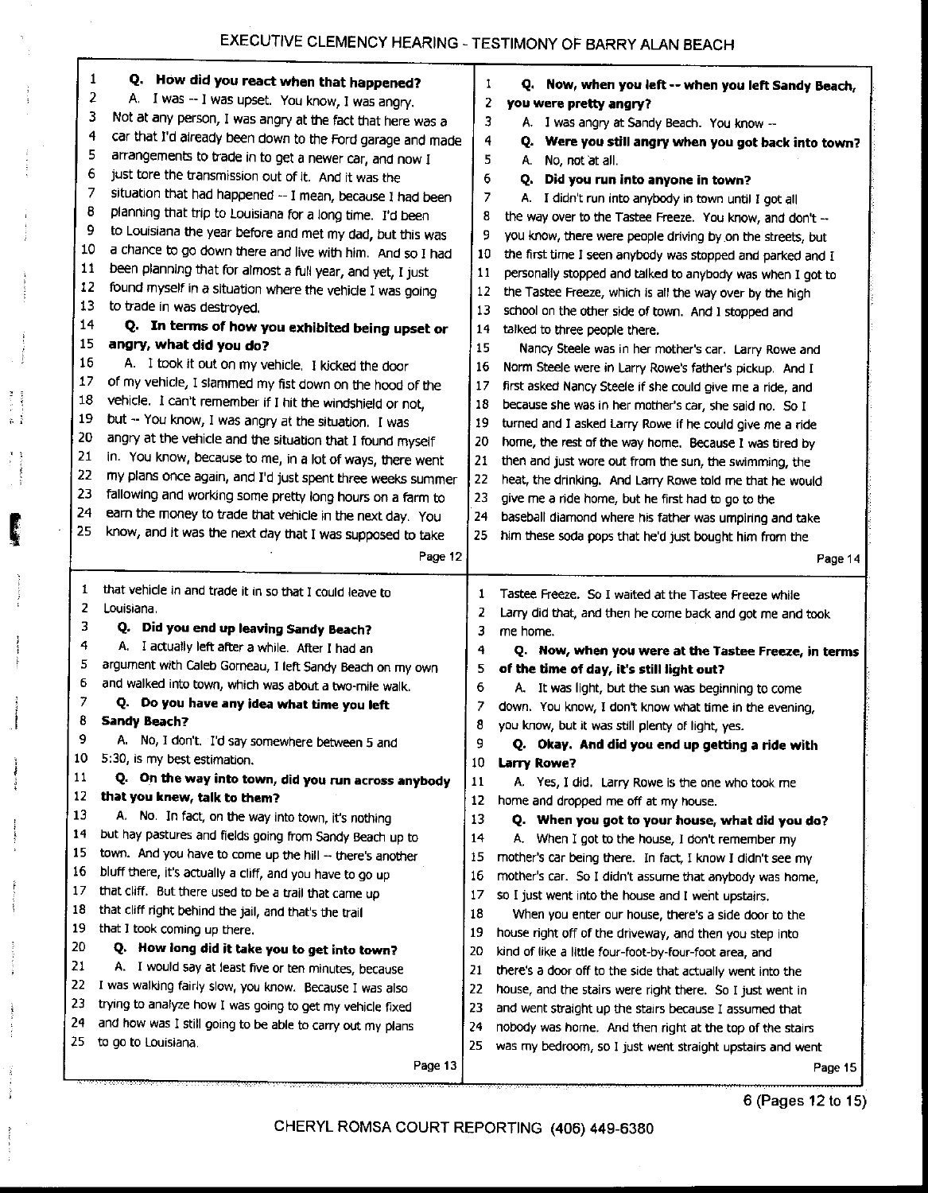Q. **How did you react when that happened?**

A. I was -- I was upset. You know, I was angry. Not at any person, I was angry at the fact that here was a car that I'd already been down to the Ford garage and made arrangements to trade in to get a newer car, and now I just tore the transmission out of it. And it was the situation that had happened -- I mean, because I had been planning that trip to Louisiana for a long time. I'd been to Louisiana the year before and met my dad, but this was a chance to go down there and live with him. And so I had been planning that for almost a full year, and yet, I just found myself in a situation where the vehicle I was going to trade in was destroyed.

Q. **In terms of how you exhibited being upset or angry, what did you do?**

A. I took it out on my vehicle. I kicked the door of my vehicle, I slammed my fist down on the hood of the vehicle. I can't remember if I hit the windshield or not, but -- You know, I was angry at the situation. I was angry at the vehicle and the situation that I found myself in. You know, because to me, in a lot of ways, there went my plans once again, and I'd just spent three weeks summer fallowing and working some pretty long hours on a farm to earn the money to trade that vehicle in the next day. You know, and it was the next day that I was supposed to take that vehicle in and trade it in so that I could leave to Louisiana.

Q. **Did you end up leaving Sandy Beach?**

A. I actually left after a while. After I had an argument with Caleb Gorneau, I left Sandy Beach on my own and walked into town, which was about a two-mile walk.

Q. **Do you have any idea what time you left Sandy Beach?**

A. No, I don't. I'd say somewhere between 5 and 5:30, is my best estimation.

Q. **On the way into town, did you run across anybody that you knew, talk to them?**

A. No. In fact, on the way into town, it's nothing but hay pastures and fields going from Sandy Beach up to town. And you have to come up the hill -- there's another bluff there, it's actually a cliff, and you have to go up that cliff. But there used to be a trail that came up that cliff right behind the jail, and that's the trail that I took coming up there.

Q. **How long did it take you to get into town?**

A. I would say at least five or ten minutes, because I was walking fairly slow, you know. Because I was also trying to analyze how I was going to get my vehicle fixed and how was I still going to be able to carry out my plans to go to Louisiana.

Q. **Now, when you left -- when you left Sandy Beach, you were pretty angry?**

A. I was angry at Sandy Beach. You know --

Q. **Were you still angry when you got back into town?**

A. No, not at all.

Q. **Did you run into anyone in town?**

A. I didn't run into anybody in town until I got all the way over to the Tastee Freeze. You know, and don't -- you know, there were people driving by on the streets, but the first time I seen anybody was stopped and parked and I personally stopped and talked to anybody was when I got to the Tastee Freeze, which is all the way over by the high school on the other side of town. And I stopped and talked to three people there.

Nancy Steele was in her mother's car. Larry Rowe and Norm Steele were in Larry Rowe's father's pickup. And I first asked Nancy Steele if she could give me a ride, and because she was in her mother's car, she said no. So I turned and I asked Larry Rowe if he could give me a ride home, the rest of the way home. Because I was tired by then and just wore out from the sun, the swimming, the heat, the drinking. And Larry Rowe told me that he would give me a ride home, but he first had to go to the baseball diamond where his father was umpiring and take him these soda pops that he'd just bought him from the Tastee Freeze. So I waited at the Tastee Freeze while Larry did that, and then he come back and got me and took me home.

Q. **Now, when you were at the Tastee Freeze, in terms of the time of day, it's still light out?**

A. It was light, but the sun was beginning to come down. You know, I don't know what time in the evening, you know, but it was still plenty of light, yes.

Q. **Okay. And did you end up getting a ride with Larry Rowe?**

A. Yes, I did. Larry Rowe is the one who took me home and dropped me off at my house.

Q. **When you got to your house, what did you do?**

A. When I got to the house, I don't remember my mother's car being there. In fact, I know I didn't see my mother's car. So I didn't assume that anybody was home, so I just went into the house and I went upstairs.

When you enter our house, there's a side door to the house right off of the driveway, and then you step into kind of like a little four-foot-by-four-foot area, and there's a door off to the side that actually went into the house, and the stairs were right there. So I just went in and went straight up the stairs because I assumed that nobody was home. And then right at the top of the stairs was my bedroom, so I just went straight upstairs and went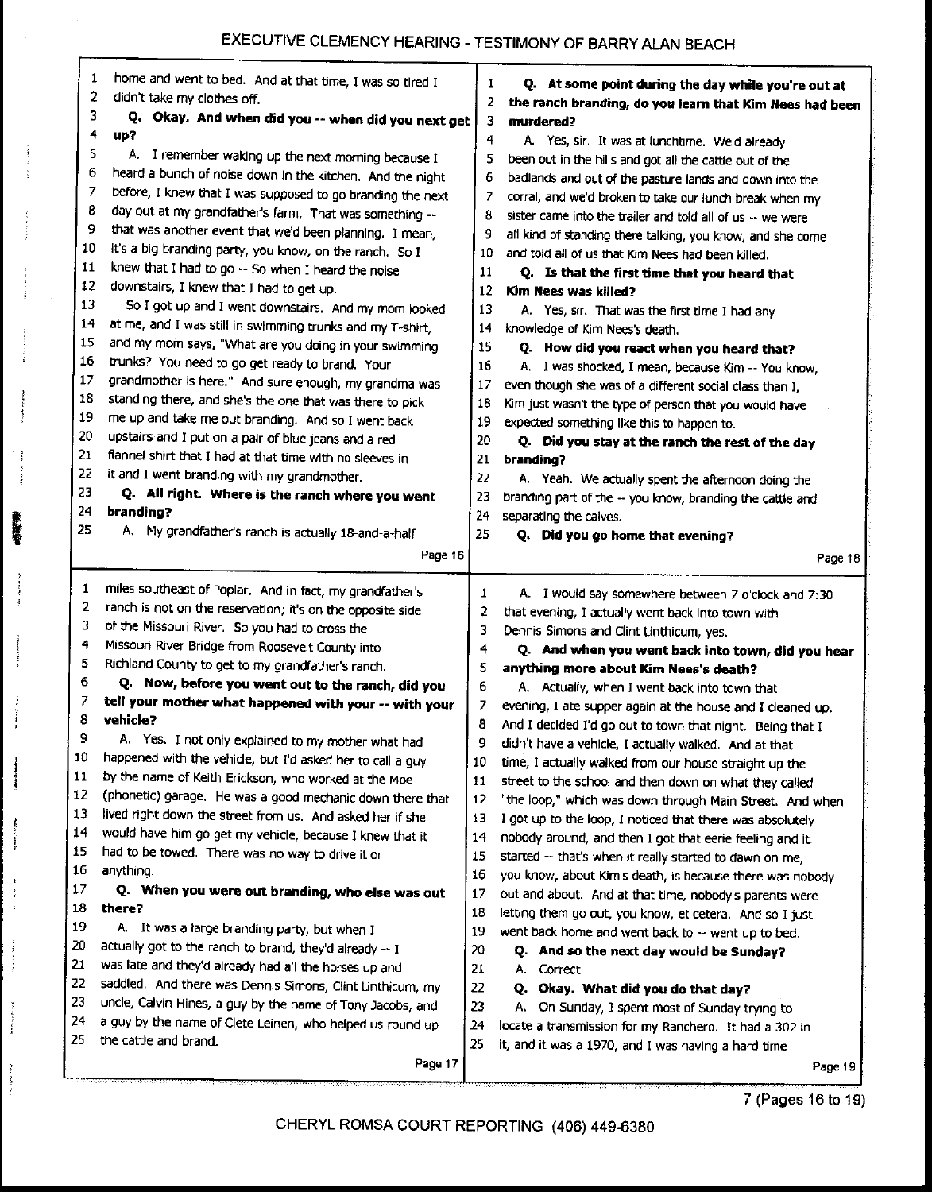home and went to bed. And at that time, I was so tired I didn't take my clothes off.

**Q. Okay. And when did you -- when did you next get up?**

A. I remember waking up the next morning because I heard a bunch of noise down in the kitchen. And the night before, I knew that I was supposed to go branding the next day out at my grandfather's farm. That was something -- that was another event that we'd been planning. I mean, it's a big branding party, you know, on the ranch. So I knew that I had to go -- So when I heard the noise downstairs, I knew that I had to get up.

So I got up and I went downstairs. And my mom looked at me, and I was still in swimming trunks and my T-shirt, and my mom says, "What are you doing in your swimming trunks? You need to go get ready to brand. Your grandmother is here." And sure enough, my grandma was standing there, and she's the one that was there to pick me up and take me out branding. And so I went back upstairs and I put on a pair of blue jeans and a red flannel shirt that I had at that time with no sleeves in it and I went branding with my grandmother.

**Q. All right. Where is the ranch where you went branding?**

A. My grandfather's ranch is actually 18-and-a-half miles southeast of Poplar. And in fact, my grandfather's ranch is not on the reservation; it's on the opposite side of the Missouri River. So you had to cross the Missouri River Bridge from Roosevelt County into Richland County to get to my grandfather's ranch.

**Q. Now, before you went out to the ranch, did you tell your mother what happened with your -- with your vehicle?**

A. Yes. I not only explained to my mother what had happened with the vehicle, but I'd asked her to call a guy by the name of Keith Erickson, who worked at the Moe (phonetic) garage. He was a good mechanic down there that lived right down the street from us. And asked her if she would have him go get my vehicle, because I knew that it had to be towed. There was no way to drive it or anything.

**Q. When you were out branding, who else was out there?**

A. It was a large branding party, but when I actually got to the ranch to brand, they'd already -- I was late and they'd already had all the horses up and saddled. And there was Dennis Simons, Clint Linthicum, my uncle, Calvin Hines, a guy by the name of Tony Jacobs, and a guy by the name of Clete Leinen, who helped us round up the cattle and brand.

**Q. At some point during the day while you're out at the ranch branding, do you learn that Kim Nees had been murdered?**

A. Yes, sir. It was at lunchtime. We'd already been out in the hills and got all the cattle out of the badlands and out of the pasture lands and down into the corral, and we'd broken to take our lunch break when my sister came into the trailer and told all of us -- we were all kind of standing there talking, you know, and she come and told all of us that Kim Nees had been killed.

**Q. Is that the first time that you heard that Kim Nees was killed?**

A. Yes, sir. That was the first time I had any knowledge of Kim Nees's death.

**Q. How did you react when you heard that?**

A. I was shocked, I mean, because Kim -- You know, even though she was of a different social class than I, Kim just wasn't the type of person that you would have expected something like this to happen to.

**Q. Did you stay at the ranch the rest of the day branding?**

A. Yeah. We actually spent the afternoon doing the branding part of the -- you know, branding the cattle and separating the calves.

**Q. Did you go home that evening?**

A. I would say somewhere between 7 o'clock and 7:30 that evening, I actually went back into town with Dennis Simons and Clint Linthicum, yes.

**Q. And when you went back into town, did you hear anything more about Kim Nees's death?**

A. Actually, when I went back into town that evening, I ate supper again at the house and I cleaned up. And I decided I'd go out to town that night. Being that I didn't have a vehicle, I actually walked. And at that time, I actually walked from our house straight up the street to the school and then down on what they called "the loop," which was down through Main Street. And when I got up to the loop, I noticed that there was absolutely nobody around, and then I got that eerie feeling and it started -- that's when it really started to dawn on me, you know, about Kim's death, is because there was nobody out and about. And at that time, nobody's parents were letting them go out, you know, et cetera. And so I just went back home and went back to -- went up to bed.

**Q. And so the next day would be Sunday?**

A. Correct.

**Q. Okay. What did you do that day?**

A. On Sunday, I spent most of Sunday trying to locate a transmission for my Ranchero. It had a 302 in it, and it was a 1970, and I was having a hard time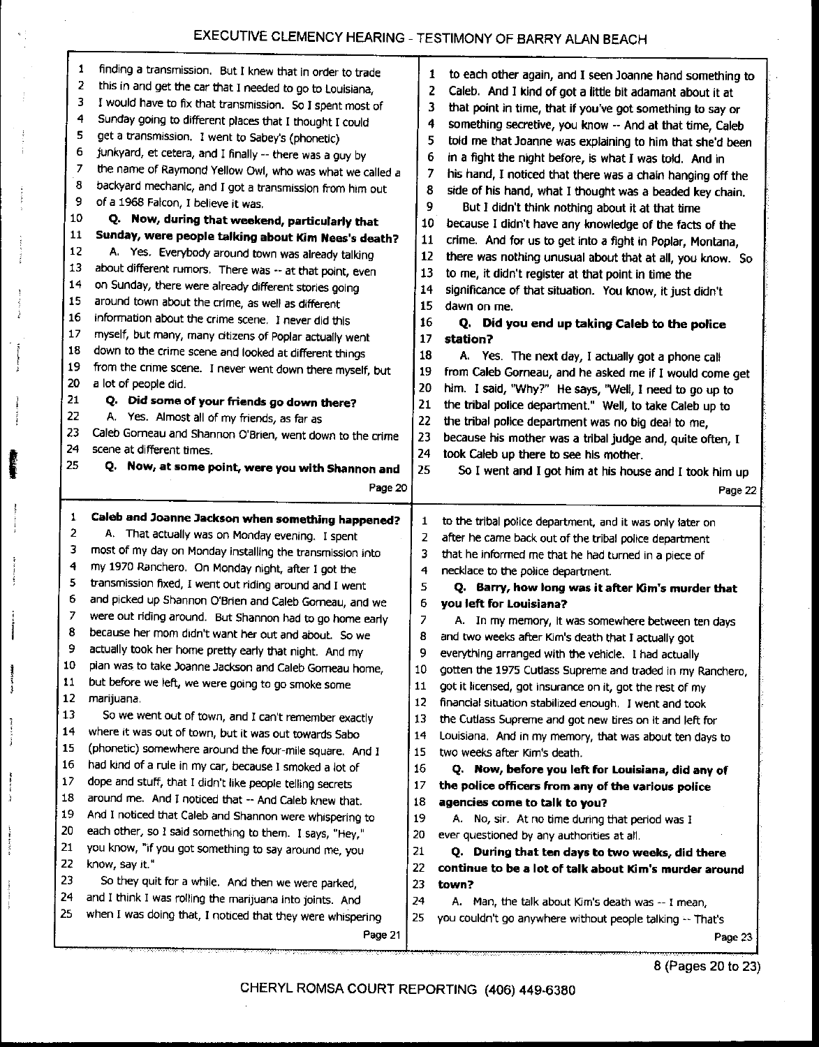# EXECUTIVE CLEMENCY HEARING - TESTIMONY OF BARRY ALAN BEACH

finding a transmission. But I knew that in order to trade this in and get the car that I needed to go to Louisiana, I would have to fix that transmission. So I spent most of Sunday going to different places that I thought I could get a transmission. I went to Sabey's (phonetic) junkyard, et cetera, and I finally -- there was a guy by the name of Raymond Yellow Owl, who was what we called a backyard mechanic, and I got a transmission from him out of a 1968 Falcon, I believe it was.

**Q. Now, during that weekend, particularly that Sunday, were people talking about Kim Nees's death?**

A. Yes. Everybody around town was already talking about different rumors. There was -- at that point, even on Sunday, there were already different stories going around town about the crime, as well as different information about the crime scene. I never did this myself, but many, many citizens of Poplar actually went down to the crime scene and looked at different things from the crime scene. I never went down there myself, but a lot of people did.

**Q. Did some of your friends go down there?**

A. Yes. Almost all of my friends, as far as Caleb Gorneau and Shannon O'Brien, went down to the crime scene at different times.

**Q. Now, at some point, were you with Shannon and Caleb and Joanne Jackson when something happened?**

A. That actually was on Monday evening. I spent most of my day on Monday installing the transmission into my 1970 Ranchero. On Monday night, after I got the transmission fixed, I went out riding around and I went and picked up Shannon O'Brien and Caleb Gorneau, and we were out riding around. But Shannon had to go home early because her mom didn't want her out and about. So we actually took her home pretty early that night. And my plan was to take Joanne Jackson and Caleb Gorneau home, but before we left, we were going to go smoke some marijuana.

So we went out of town, and I can't remember exactly where it was out of town, but it was out towards Sabo (phonetic) somewhere around the four-mile square. And I had kind of a rule in my car, because I smoked a lot of dope and stuff, that I didn't like people telling secrets around me. And I noticed that -- And Caleb knew that. And I noticed that Caleb and Shannon were whispering to each other, so I said something to them. I says, "Hey," you know, "if you got something to say around me, you know, say it."

So they quit for a while. And then we were parked, and I think I was rolling the marijuana into joints. And when I was doing that, I noticed that they were whispering to each other again, and I seen Joanne hand something to Caleb. And I kind of got a little bit adamant about it at that point in time, that if you've got something to say or something secretive, you know -- And at that time, Caleb told me that Joanne was explaining to him that she'd been in a fight the night before, is what I was told. And in his hand, I noticed that there was a chain hanging off the side of his hand, what I thought was a beaded key chain.

But I didn't think nothing about it at that time because I didn't have any knowledge of the facts of the crime. And for us to get into a fight in Poplar, Montana, there was nothing unusual about that at all, you know. So to me, it didn't register at that point in time the significance of that situation. You know, it just didn't dawn on me.

**Q. Did you end up taking Caleb to the police station?**

A. Yes. The next day, I actually got a phone call from Caleb Gorneau, and he asked me if I would come get him. I said, "Why?" He says, "Well, I need to go up to the tribal police department." Well, to take Caleb up to the tribal police department was no big deal to me, because his mother was a tribal judge and, quite often, I took Caleb up there to see his mother.

So I went and I got him at his house and I took him up to the tribal police department, and it was only later on after he came back out of the tribal police department that he informed me that he had turned in a piece of necklace to the police department.

**Q. Barry, how long was it after Kim's murder that you left for Louisiana?**

A. In my memory, it was somewhere between ten days and two weeks after Kim's death that I actually got everything arranged with the vehicle. I had actually gotten the 1975 Cutlass Supreme and traded in my Ranchero, got it licensed, got insurance on it, got the rest of my financial situation stabilized enough. I went and took the Cutlass Supreme and got new tires on it and left for Louisiana. And in my memory, that was about ten days to two weeks after Kim's death.

**Q. Now, before you left for Louisiana, did any of the police officers from any of the various police agencies come to talk to you?**

A. No, sir. At no time during that period was I ever questioned by any authorities at all.

**Q. During that ten days to two weeks, did there continue to be a lot of talk about Kim's murder around town?**

A. Man, the talk about Kim's death was -- I mean, you couldn't go anywhere without people talking -- That's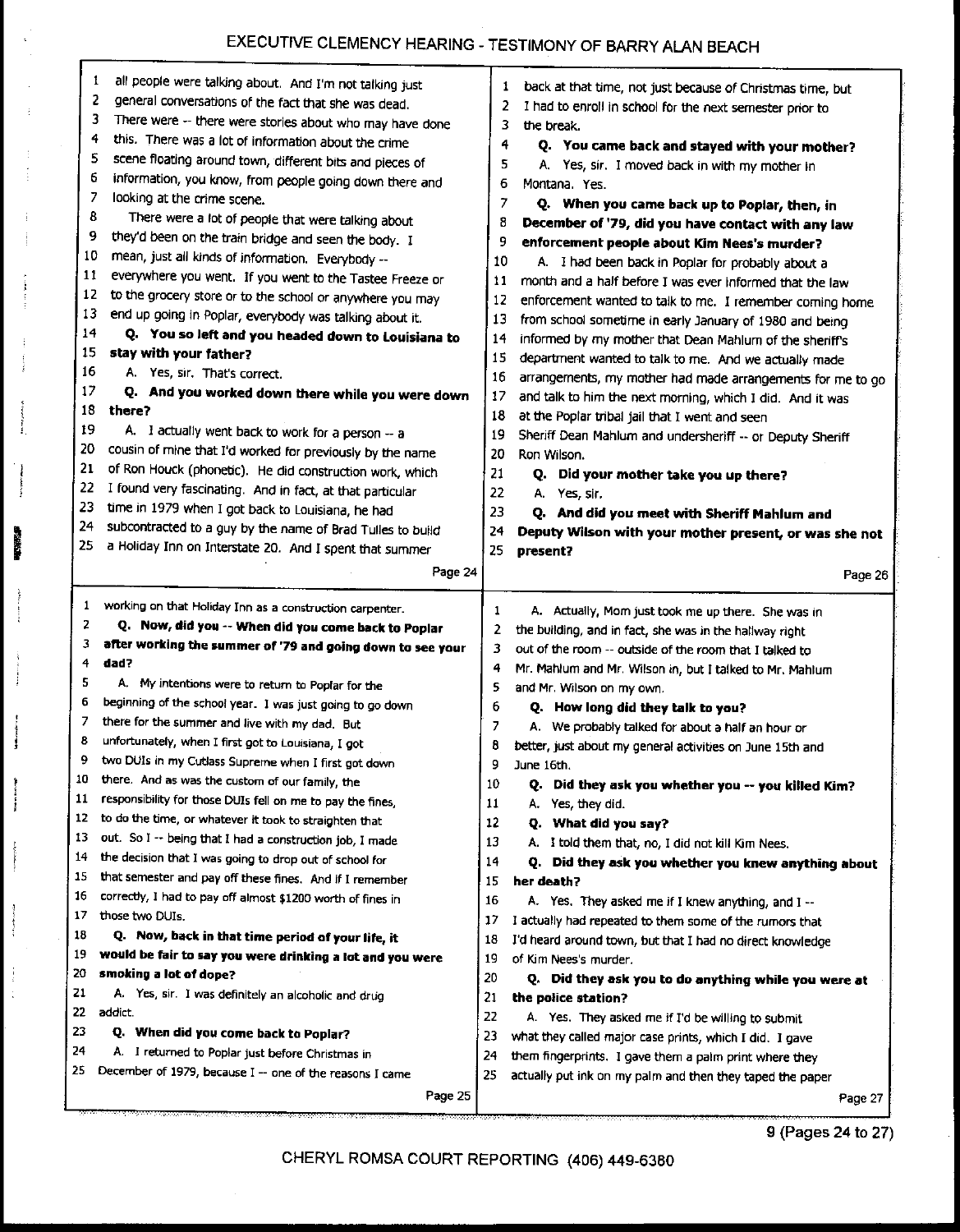all people were talking about. And I'm not talking just general conversations of the fact that she was dead. There were -- there were stories about who may have done this. There was a lot of information about the crime scene floating around town, different bits and pieces of information, you know, from people going down there and looking at the crime scene.

There were a lot of people that were talking about they'd been on the train bridge and seen the body. I mean, just all kinds of information. Everybody -- everywhere you went. If you went to the Tastee Freeze or to the grocery store or to the school or anywhere you may end up going in Poplar, everybody was talking about it.

**Q. You so left and you headed down to Louisiana to stay with your father?**

A. Yes, sir. That's correct.

**Q. And you worked down there while you were down there?**

A. I actually went back to work for a person -- a cousin of mine that I'd worked for previously by the name of Ron Houck (phonetic). He did construction work, which I found very fascinating. And in fact, at that particular time in 1979 when I got back to Louisiana, he had subcontracted to a guy by the name of Brad Tulles to build a Holiday Inn on Interstate 20. And I spent that summer working on that Holiday Inn as a construction carpenter.

**Q. Now, did you -- When did you come back to Poplar after working the summer of '79 and going down to see your dad?**

A. My intentions were to return to Poplar for the beginning of the school year. I was just going to go down there for the summer and live with my dad. But unfortunately, when I first got to Louisiana, I got two DUIs in my Cutlass Supreme when I first got down there. And as was the custom of our family, the responsibility for those DUIs fell on me to pay the fines, to do the time, or whatever it took to straighten that out. So I -- being that I had a construction job, I made the decision that I was going to drop out of school for that semester and pay off these fines. And if I remember correctly, I had to pay off almost $1200 worth of fines in those two DUIs.

**Q. Now, back in that time period of your life, it would be fair to say you were drinking a lot and you were smoking a lot of dope?**

A. Yes, sir. I was definitely an alcoholic and drug addict.

**Q. When did you come back to Poplar?**

A. I returned to Poplar just before Christmas in December of 1979, because I -- one of the reasons I came back at that time, not just because of Christmas time, but I had to enroll in school for the next semester prior to the break.

**Q. You came back and stayed with your mother?**

A. Yes, sir. I moved back in with my mother in Montana. Yes.

**Q. When you came back up to Poplar, then, in December of '79, did you have contact with any law enforcement people about Kim Nees's murder?**

A. I had been back in Poplar for probably about a month and a half before I was ever informed that the law enforcement wanted to talk to me. I remember coming home from school sometime in early January of 1980 and being informed by my mother that Dean Mahlum of the sheriff's department wanted to talk to me. And we actually made arrangements, my mother had made arrangements for me to go and talk to him the next morning, which I did. And it was at the Poplar tribal jail that I went and seen Sheriff Dean Mahlum and undersheriff -- or Deputy Sheriff Ron Wilson.

**Q. Did your mother take you up there?**

A. Yes, sir.

**Q. And did you meet with Sheriff Mahlum and Deputy Wilson with your mother present, or was she not present?**

A. Actually, Mom just took me up there. She was in the building, and in fact, she was in the hallway right out of the room -- outside of the room that I talked to Mr. Mahlum and Mr. Wilson in, but I talked to Mr. Mahlum and Mr. Wilson on my own.

**Q. How long did they talk to you?**

A. We probably talked for about a half an hour or better, just about my general activities on June 15th and June 16th.

**Q. Did they ask you whether you -- you killed Kim?**

A. Yes, they did.

**Q. What did you say?**

A. I told them that, no, I did not kill Kim Nees.

**Q. Did they ask you whether you knew anything about her death?**

A. Yes. They asked me if I knew anything, and I -- I actually had repeated to them some of the rumors that I'd heard around town, but that I had no direct knowledge of Kim Nees's murder.

**Q. Did they ask you to do anything while you were at the police station?**

A. Yes. They asked me if I'd be willing to submit what they called major case prints, which I did. I gave them fingerprints. I gave them a palm print where they actually put ink on my palm and then they taped the paper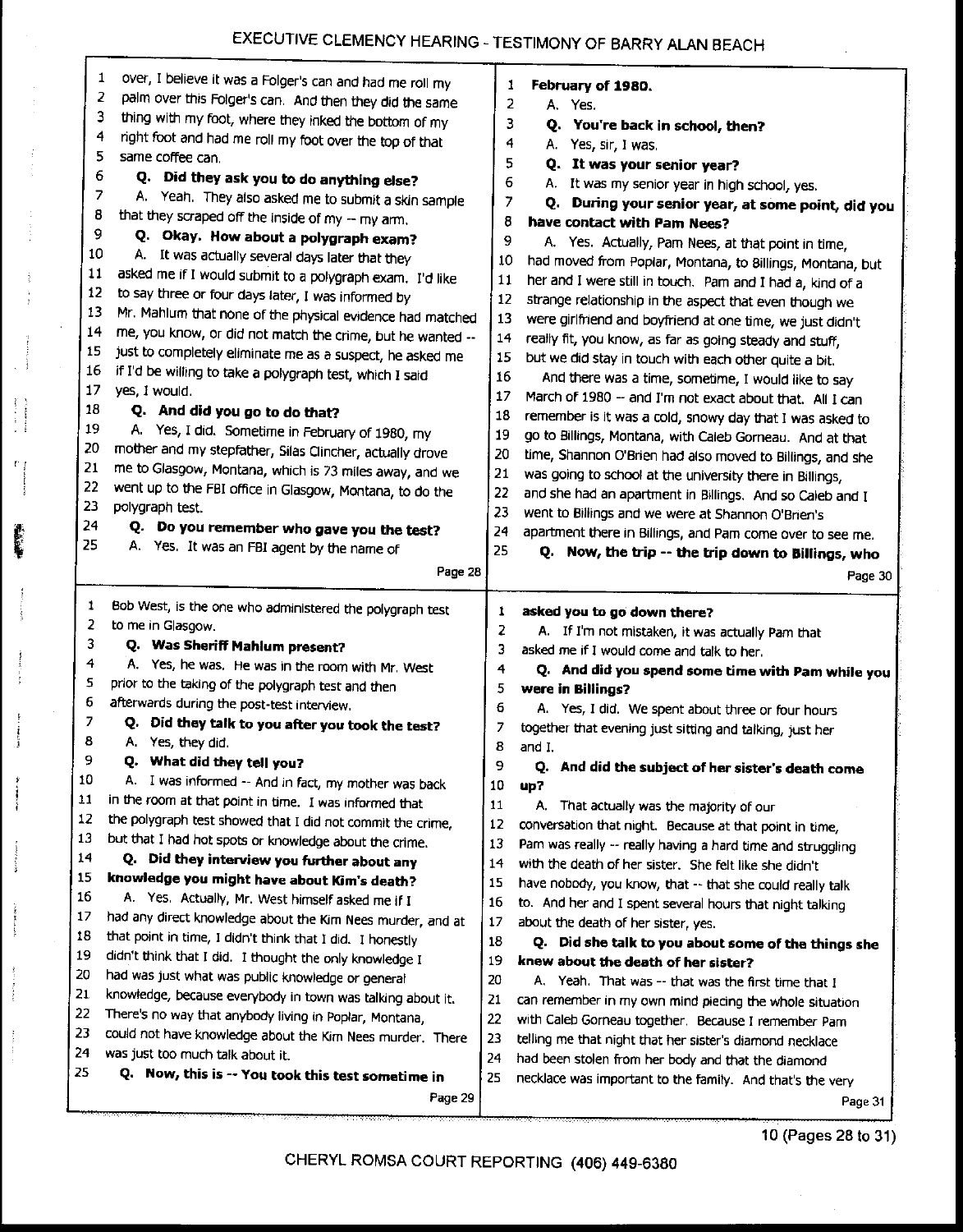# EXECUTIVE CLEMENCY HEARING - TESTIMONY OF BARRY ALAN BEACH

1 over, I believe it was a Folger's can and had me roll my
2 palm over this Folger's can. And then they did the same
3 thing with my foot, where they inked the bottom of my
4 right foot and had me roll my foot over the top of that
5 same coffee can.
6 **Q. Did they ask you to do anything else?**
7 A. Yeah. They also asked me to submit a skin sample
8 that they scraped off the inside of my -- my arm.
9 **Q. Okay. How about a polygraph exam?**
10 A. It was actually several days later that they
11 asked me if I would submit to a polygraph exam. I'd like
12 to say three or four days later, I was informed by
13 Mr. Mahlum that none of the physical evidence had matched
14 me, you know, or did not match the crime, but he wanted --
15 just to completely eliminate me as a suspect, he asked me
16 if I'd be willing to take a polygraph test, which I said
17 yes, I would.
18 **Q. And did you go to do that?**
19 A. Yes, I did. Sometime in February of 1980, my
20 mother and my stepfather, Silas Clincher, actually drove
21 me to Glasgow, Montana, which is 73 miles away, and we
22 went up to the FBI office in Glasgow, Montana, to do the
23 polygraph test.
24 **Q. Do you remember who gave you the test?**
25 A. Yes. It was an FBI agent by the name of

Page 28

1 Bob West, is the one who administered the polygraph test
2 to me in Glasgow.
3 **Q. Was Sheriff Mahlum present?**
4 A. Yes, he was. He was in the room with Mr. West
5 prior to the taking of the polygraph test and then
6 afterwards during the post-test interview.
7 **Q. Did they talk to you after you took the test?**
8 A. Yes, they did.
9 **Q. What did they tell you?**
10 A. I was informed -- And in fact, my mother was back
11 in the room at that point in time. I was informed that
12 the polygraph test showed that I did not commit the crime,
13 but that I had hot spots or knowledge about the crime.
14 **Q. Did they interview you further about any**
15 **knowledge you might have about Kim's death?**
16 A. Yes. Actually, Mr. West himself asked me if I
17 had any direct knowledge about the Kim Nees murder, and at
18 that point in time, I didn't think that I did. I honestly
19 didn't think that I did. I thought the only knowledge I
20 had was just what was public knowledge or general
21 knowledge, because everybody in town was talking about it.
22 There's no way that anybody living in Poplar, Montana,
23 could not have knowledge about the Kim Nees murder. There
24 was just too much talk about it.
25 **Q. Now, this is -- You took this test sometime in**

Page 29

1 **February of 1980.**
2 A. Yes.
3 **Q. You're back in school, then?**
4 A. Yes, sir, I was.
5 **Q. It was your senior year?**
6 A. It was my senior year in high school, yes.
7 **Q. During your senior year, at some point, did you**
8 **have contact with Pam Nees?**
9 A. Yes. Actually, Pam Nees, at that point in time,
10 had moved from Poplar, Montana, to Billings, Montana, but
11 her and I were still in touch. Pam and I had a, kind of a
12 strange relationship in the aspect that even though we
13 were girlfriend and boyfriend at one time, we just didn't
14 really fit, you know, as far as going steady and stuff,
15 but we did stay in touch with each other quite a bit.
16 And there was a time, sometime, I would like to say
17 March of 1980 -- and I'm not exact about that. All I can
18 remember is it was a cold, snowy day that I was asked to
19 go to Billings, Montana, with Caleb Gorneau. And at that
20 time, Shannon O'Brien had also moved to Billings, and she
21 was going to school at the university there in Billings,
22 and she had an apartment in Billings. And so Caleb and I
23 went to Billings and we were at Shannon O'Brien's
24 apartment there in Billings, and Pam come over to see me.
25 **Q. Now, the trip -- the trip down to Billings, who**

Page 30

1 **asked you to go down there?**
2 A. If I'm not mistaken, it was actually Pam that
3 asked me if I would come and talk to her.
4 **Q. And did you spend some time with Pam while you**
5 **were in Billings?**
6 A. Yes, I did. We spent about three or four hours
7 together that evening just sitting and talking, just her
8 and I.
9 **Q. And did the subject of her sister's death come**
10 **up?**
11 A. That actually was the majority of our
12 conversation that night. Because at that point in time,
13 Pam was really -- really having a hard time and struggling
14 with the death of her sister. She felt like she didn't
15 have nobody, you know, that -- that she could really talk
16 to. And her and I spent several hours that night talking
17 about the death of her sister, yes.
18 **Q. Did she talk to you about some of the things she**
19 **knew about the death of her sister?**
20 A. Yeah. That was -- that was the first time that I
21 can remember in my own mind piecing the whole situation
22 with Caleb Gorneau together. Because I remember Pam
23 telling me that night that her sister's diamond necklace
24 had been stolen from her body and that the diamond
25 necklace was important to the family. And that's the very

Page 31

10 (Pages 28 to 31)

CHERYL ROMSA COURT REPORTING (406) 449-6380